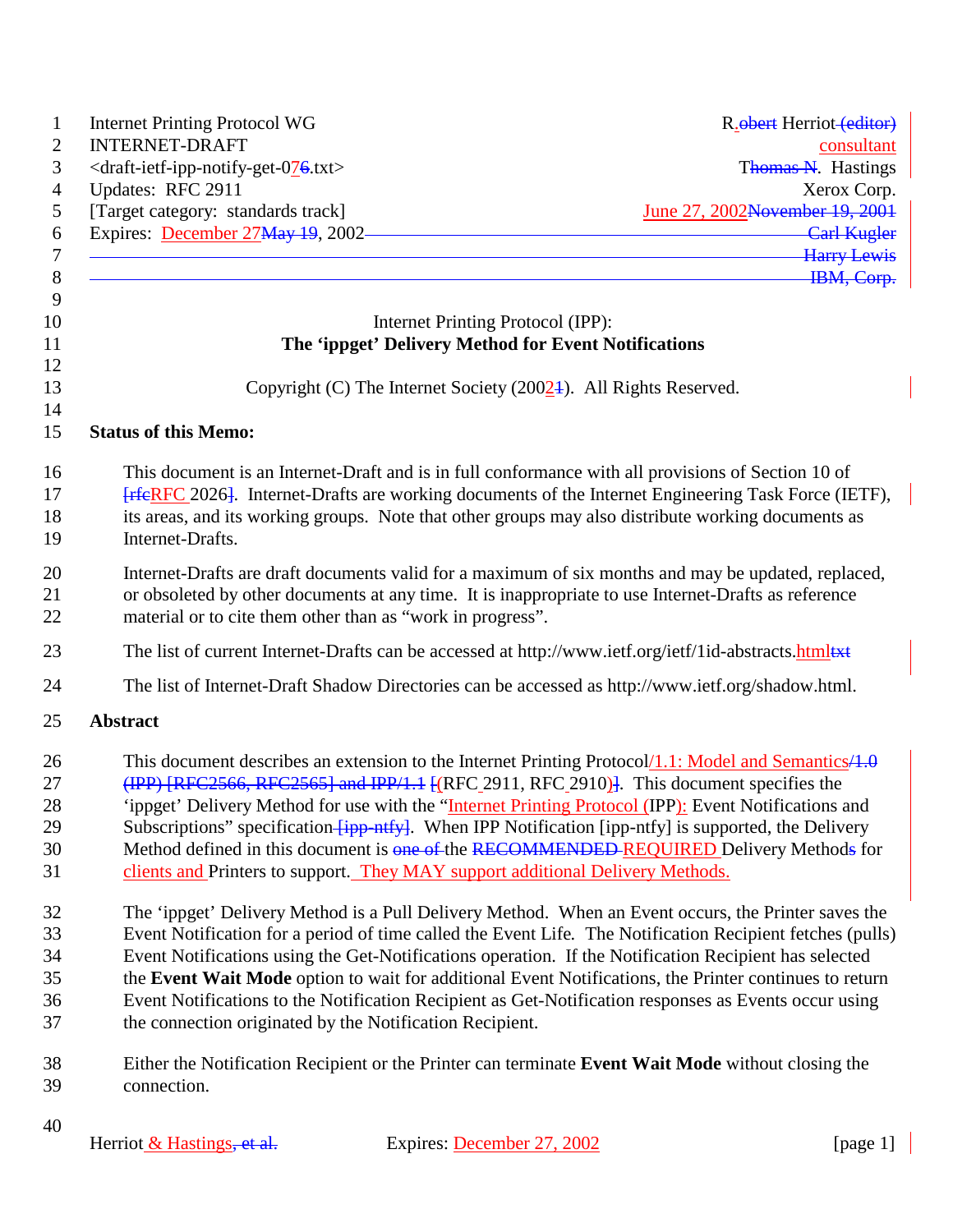Internet Printing Protocol WG — R. Herriot
INTERNET-DRAFT — consultant
<draft-ietf-ipp-notify-get-07.txt> — T. Hastings
Updates: RFC 2911 — Xerox Corp.
[Target category: standards track] — June 27, 2002
Expires: December 27, 2002

# Internet Printing Protocol (IPP):
# The 'ippget' Delivery Method for Event Notifications

Copyright (C) The Internet Society (2002). All Rights Reserved.

## Status of this Memo:

This document is an Internet-Draft and is in full conformance with all provisions of Section 10 of RFC 2026. Internet-Drafts are working documents of the Internet Engineering Task Force (IETF), its areas, and its working groups. Note that other groups may also distribute working documents as Internet-Drafts.

Internet-Drafts are draft documents valid for a maximum of six months and may be updated, replaced, or obsoleted by other documents at any time. It is inappropriate to use Internet-Drafts as reference material or to cite them other than as "work in progress".

The list of current Internet-Drafts can be accessed at http://www.ietf.org/ietf/1id-abstracts.html

The list of Internet-Draft Shadow Directories can be accessed as http://www.ietf.org/shadow.html.

## Abstract

This document describes an extension to the Internet Printing Protocol/1.1: Model and Semantics (RFC 2911, RFC 2910). This document specifies the 'ippget' Delivery Method for use with the "Internet Printing Protocol (IPP): Event Notifications and Subscriptions" specification. When IPP Notification [ipp-ntfy] is supported, the Delivery Method defined in this document is the REQUIRED Delivery Method for clients and Printers to support. They MAY support additional Delivery Methods.

The 'ippget' Delivery Method is a Pull Delivery Method. When an Event occurs, the Printer saves the Event Notification for a period of time called the Event Life. The Notification Recipient fetches (pulls) Event Notifications using the Get-Notifications operation. If the Notification Recipient has selected the **Event Wait Mode** option to wait for additional Event Notifications, the Printer continues to return Event Notifications to the Notification Recipient as Get-Notification responses as Events occur using the connection originated by the Notification Recipient.

Either the Notification Recipient or the Printer can terminate **Event Wait Mode** without closing the connection.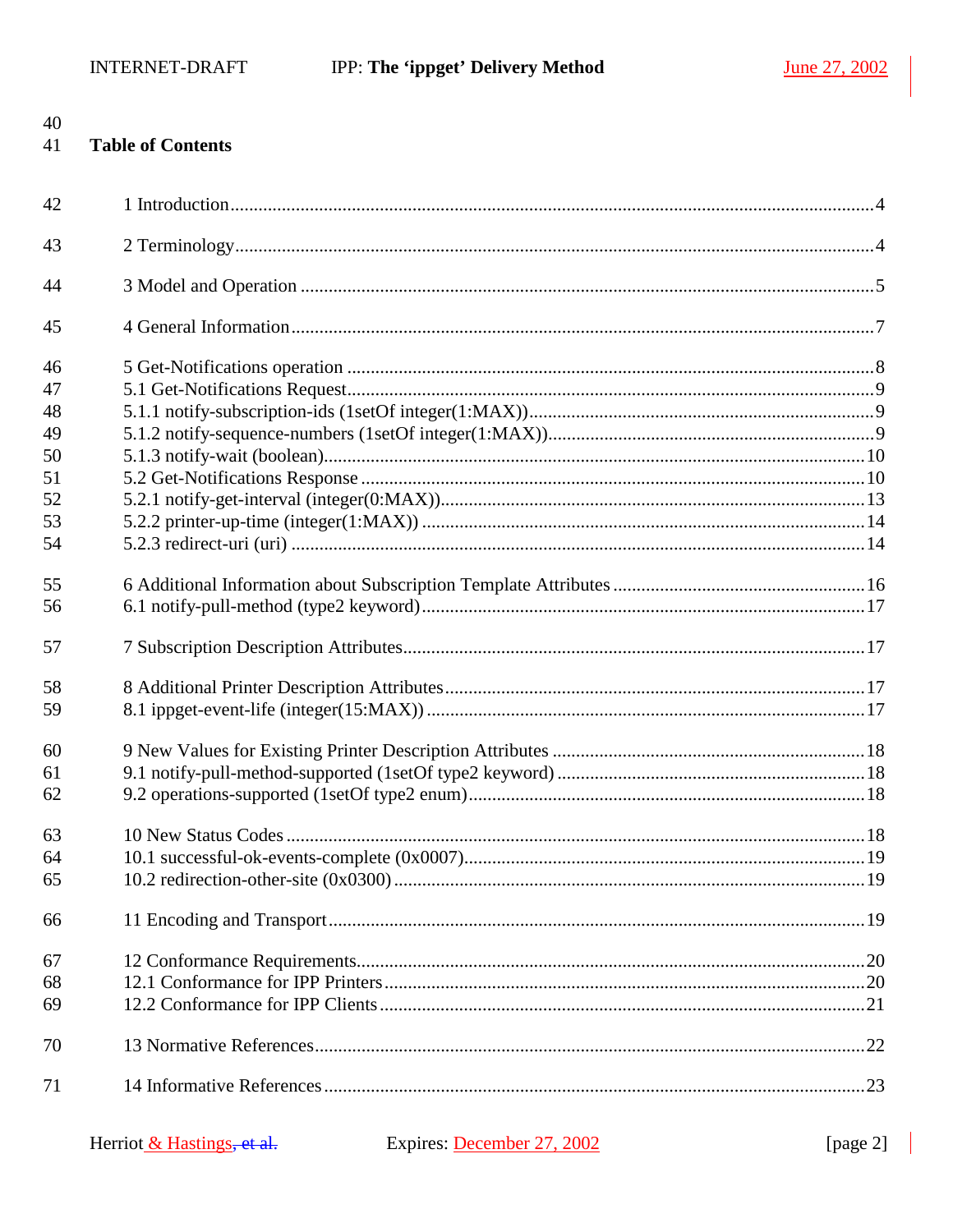## Table of Contents

1 Introduction....................................................................................................................4

2 Terminology....................................................................................................................4

3 Model and Operation .....................................................................................................5

4 General Information.......................................................................................................7

5 Get-Notifications operation ...........................................................................................8
5.1 Get-Notifications Request.............................................................................................9
5.1.1 notify-subscription-ids (1setOf integer(1:MAX))........................................................9
5.1.2 notify-sequence-numbers (1setOf integer(1:MAX))....................................................9
5.1.3 notify-wait (boolean)...................................................................................................10
5.2 Get-Notifications Response..........................................................................................10
5.2.1 notify-get-interval (integer(0:MAX))..........................................................................13
5.2.2 printer-up-time (integer(1:MAX)) .............................................................................14
5.2.3 redirect-uri (uri) .........................................................................................................14

6 Additional Information about Subscription Template Attributes ....................................16
6.1 notify-pull-method (type2 keyword).............................................................................17

7 Subscription Description Attributes.................................................................................17

8 Additional Printer Description Attributes........................................................................17
8.1 ippget-event-life (integer(15:MAX)) ............................................................................17

9 New Values for Existing Printer Description Attributes ..................................................18
9.1 notify-pull-method-supported (1setOf type2 keyword) ................................................18
9.2 operations-supported (1setOf type2 enum)...................................................................18

10 New Status Codes ..........................................................................................................18
10.1 successful-ok-events-complete (0x0007).....................................................................19
10.2 redirection-other-site (0x0300) ....................................................................................19

11 Encoding and Transport.................................................................................................19

12 Conformance Requirements...........................................................................................20
12.1 Conformance for IPP Printers......................................................................................20
12.2 Conformance for IPP Clients .......................................................................................21

13 Normative References....................................................................................................22

14 Informative References..................................................................................................23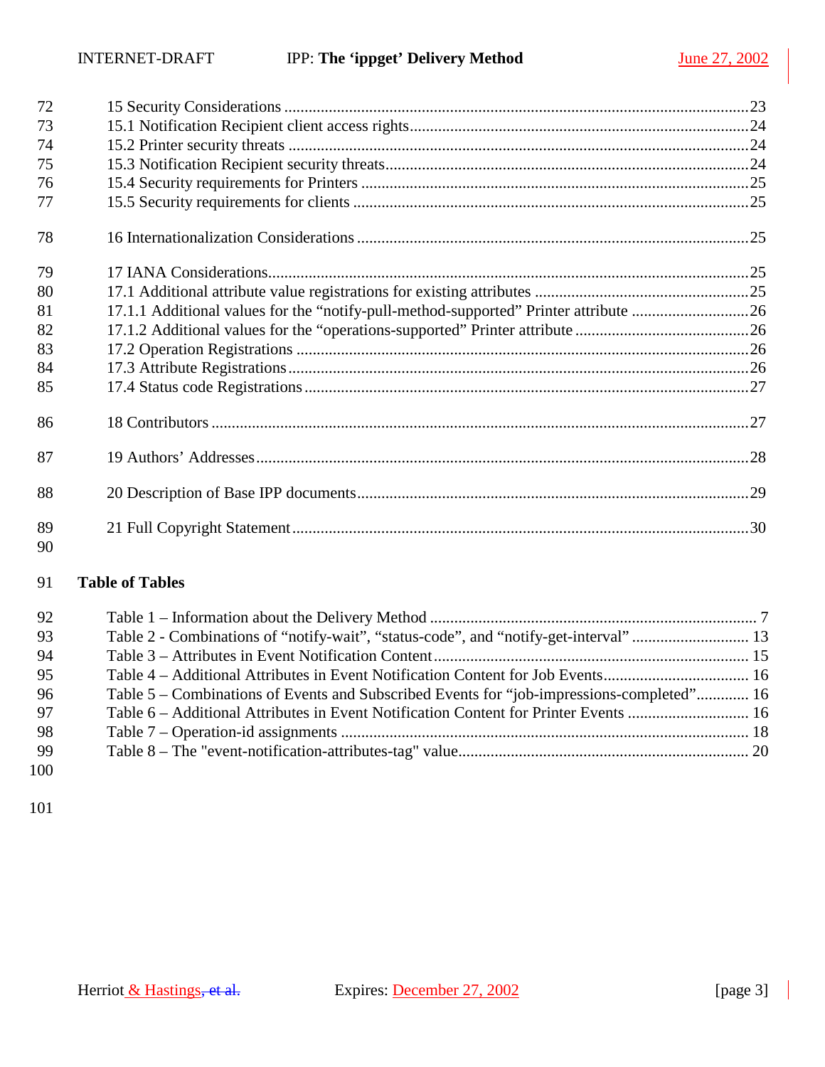15 Security Considerations ..........................................................................................................23
15.1 Notification Recipient client access rights..............................................................................24
15.2 Printer security threats ............................................................................................................24
15.3 Notification Recipient security threats....................................................................................24
15.4 Security requirements for Printers ..........................................................................................25
15.5 Security requirements for clients ............................................................................................25

16 Internationalization Considerations ..........................................................................................25

17 IANA Considerations................................................................................................................25
17.1 Additional attribute value registrations for existing attributes ...............................................25
17.1.1 Additional values for the “notify-pull-method-supported” Printer attribute ........................26
17.1.2 Additional values for the “operations-supported” Printer attribute .....................................26
17.2 Operation Registrations ...........................................................................................................26
17.3 Attribute Registrations.............................................................................................................26
17.4 Status code Registrations.........................................................................................................27

18 Contributors ..............................................................................................................................27

19 Authors’ Addresses...................................................................................................................28

20 Description of Base IPP documents..........................................................................................29

21 Full Copyright Statement...........................................................................................................30

**Table of Tables**

Table 1 – Information about the Delivery Method ........................................................................ 7
Table 2 - Combinations of “notify-wait”, “status-code”, and “notify-get-interval” ...................... 13
Table 3 – Attributes in Event Notification Content ...................................................................... 15
Table 4 – Additional Attributes in Event Notification Content for Job Events............................. 16
Table 5 – Combinations of Events and Subscribed Events for “job-impressions-completed”......... 16
Table 6 – Additional Attributes in Event Notification Content for Printer Events ....................... 16
Table 7 – Operation-id assignments ............................................................................................. 18
Table 8 – The "event-notification-attributes-tag" value................................................................ 20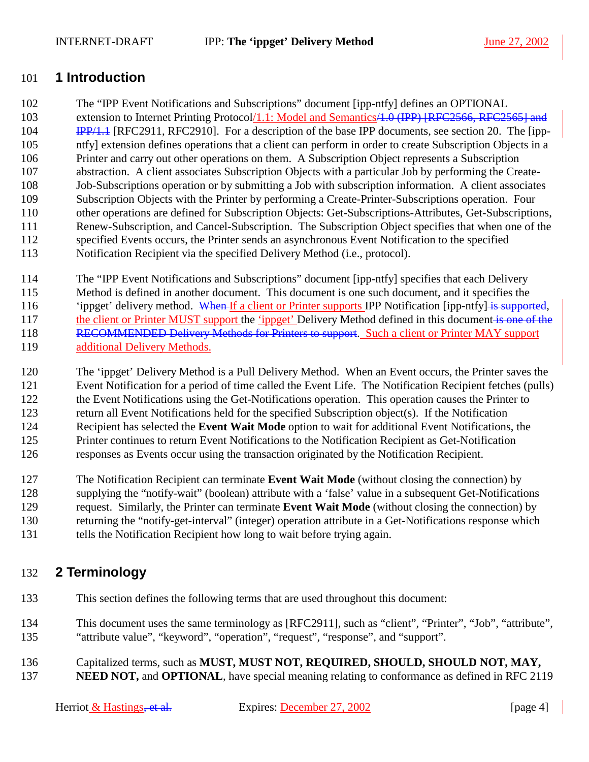# 1 Introduction

The "IPP Event Notifications and Subscriptions" document [ipp-ntfy] defines an OPTIONAL extension to Internet Printing Protocol/1.1: Model and Semantics/1.0 (IPP) [RFC2566, RFC2565] and IPP/1.1 [RFC2911, RFC2910]. For a description of the base IPP documents, see section 20. The [ipp-ntfy] extension defines operations that a client can perform in order to create Subscription Objects in a Printer and carry out other operations on them. A Subscription Object represents a Subscription abstraction. A client associates Subscription Objects with a particular Job by performing the Create-Job-Subscriptions operation or by submitting a Job with subscription information. A client associates Subscription Objects with the Printer by performing a Create-Printer-Subscriptions operation. Four other operations are defined for Subscription Objects: Get-Subscriptions-Attributes, Get-Subscriptions, Renew-Subscription, and Cancel-Subscription. The Subscription Object specifies that when one of the specified Events occurs, the Printer sends an asynchronous Event Notification to the specified Notification Recipient via the specified Delivery Method (i.e., protocol).

The "IPP Event Notifications and Subscriptions" document [ipp-ntfy] specifies that each Delivery Method is defined in another document. This document is one such document, and it specifies the 'ippget' delivery method. When If a client or Printer supports IPP Notification [ipp-ntfy] is supported, the client or Printer MUST support the 'ippget' Delivery Method defined in this document is one of the RECOMMENDED Delivery Methods for Printers to support. Such a client or Printer MAY support additional Delivery Methods.

The 'ippget' Delivery Method is a Pull Delivery Method. When an Event occurs, the Printer saves the Event Notification for a period of time called the Event Life. The Notification Recipient fetches (pulls) the Event Notifications using the Get-Notifications operation. This operation causes the Printer to return all Event Notifications held for the specified Subscription object(s). If the Notification Recipient has selected the **Event Wait Mode** option to wait for additional Event Notifications, the Printer continues to return Event Notifications to the Notification Recipient as Get-Notification responses as Events occur using the transaction originated by the Notification Recipient.

The Notification Recipient can terminate **Event Wait Mode** (without closing the connection) by supplying the "notify-wait" (boolean) attribute with a 'false' value in a subsequent Get-Notifications request. Similarly, the Printer can terminate **Event Wait Mode** (without closing the connection) by returning the "notify-get-interval" (integer) operation attribute in a Get-Notifications response which tells the Notification Recipient how long to wait before trying again.

# 2 Terminology

This section defines the following terms that are used throughout this document:

This document uses the same terminology as [RFC2911], such as "client", "Printer", "Job", "attribute", "attribute value", "keyword", "operation", "request", "response", and "support".

Capitalized terms, such as **MUST, MUST NOT, REQUIRED, SHOULD, SHOULD NOT, MAY, NEED NOT,** and **OPTIONAL**, have special meaning relating to conformance as defined in RFC 2119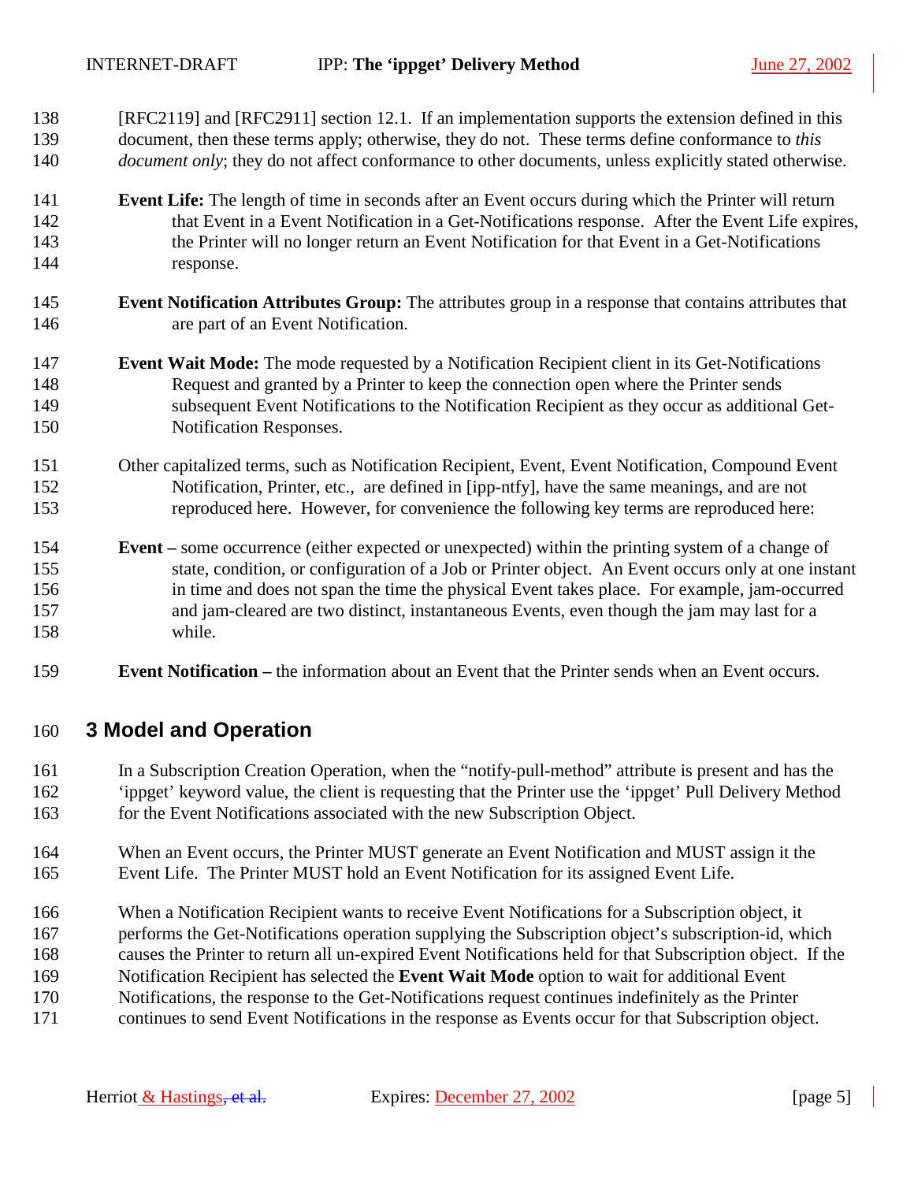[RFC2119] and [RFC2911] section 12.1. If an implementation supports the extension defined in this document, then these terms apply; otherwise, they do not. These terms define conformance to *this document only*; they do not affect conformance to other documents, unless explicitly stated otherwise.

**Event Life:** The length of time in seconds after an Event occurs during which the Printer will return that Event in a Event Notification in a Get-Notifications response. After the Event Life expires, the Printer will no longer return an Event Notification for that Event in a Get-Notifications response.

**Event Notification Attributes Group:** The attributes group in a response that contains attributes that are part of an Event Notification.

**Event Wait Mode:** The mode requested by a Notification Recipient client in its Get-Notifications Request and granted by a Printer to keep the connection open where the Printer sends subsequent Event Notifications to the Notification Recipient as they occur as additional Get-Notification Responses.

Other capitalized terms, such as Notification Recipient, Event, Event Notification, Compound Event Notification, Printer, etc., are defined in [ipp-ntfy], have the same meanings, and are not reproduced here. However, for convenience the following key terms are reproduced here:

**Event –** some occurrence (either expected or unexpected) within the printing system of a change of state, condition, or configuration of a Job or Printer object. An Event occurs only at one instant in time and does not span the time the physical Event takes place. For example, jam-occurred and jam-cleared are two distinct, instantaneous Events, even though the jam may last for a while.

**Event Notification –** the information about an Event that the Printer sends when an Event occurs.

# 3 Model and Operation

In a Subscription Creation Operation, when the "notify-pull-method" attribute is present and has the 'ippget' keyword value, the client is requesting that the Printer use the 'ippget' Pull Delivery Method for the Event Notifications associated with the new Subscription Object.

When an Event occurs, the Printer MUST generate an Event Notification and MUST assign it the Event Life. The Printer MUST hold an Event Notification for its assigned Event Life.

When a Notification Recipient wants to receive Event Notifications for a Subscription object, it performs the Get-Notifications operation supplying the Subscription object's subscription-id, which causes the Printer to return all un-expired Event Notifications held for that Subscription object. If the Notification Recipient has selected the **Event Wait Mode** option to wait for additional Event Notifications, the response to the Get-Notifications request continues indefinitely as the Printer continues to send Event Notifications in the response as Events occur for that Subscription object.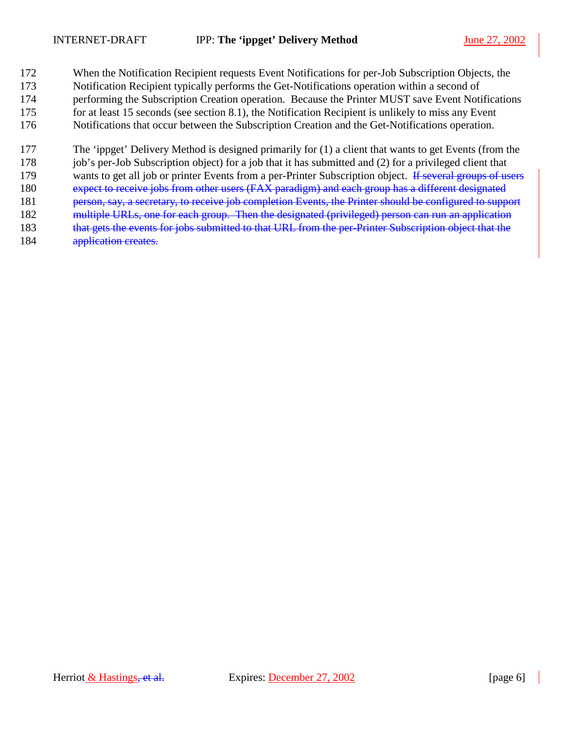When the Notification Recipient requests Event Notifications for per-Job Subscription Objects, the Notification Recipient typically performs the Get-Notifications operation within a second of performing the Subscription Creation operation. Because the Printer MUST save Event Notifications for at least 15 seconds (see section 8.1), the Notification Recipient is unlikely to miss any Event Notifications that occur between the Subscription Creation and the Get-Notifications operation.

The 'ippget' Delivery Method is designed primarily for (1) a client that wants to get Events (from the job's per-Job Subscription object) for a job that it has submitted and (2) for a privileged client that wants to get all job or printer Events from a per-Printer Subscription object. ~~If several groups of users expect to receive jobs from other users (FAX paradigm) and each group has a different designated person, say, a secretary, to receive job completion Events, the Printer should be configured to support multiple URLs, one for each group. Then the designated (privileged) person can run an application that gets the events for jobs submitted to that URL from the per-Printer Subscription object that the application creates.~~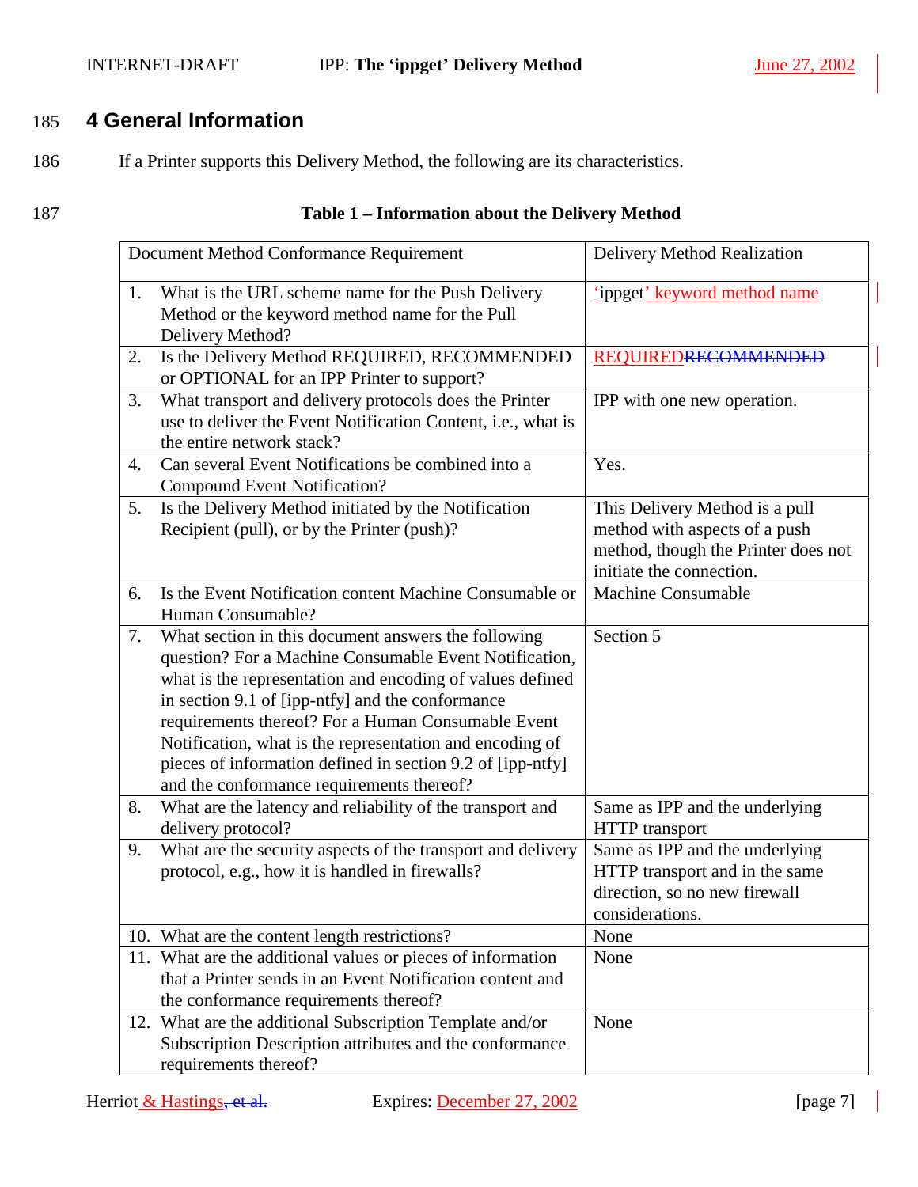# 4 General Information

If a Printer supports this Delivery Method, the following are its characteristics.

**Table 1 – Information about the Delivery Method**

| Document Method Conformance Requirement | Delivery Method Realization |
|---|---|
| 1. What is the URL scheme name for the Push Delivery Method or the keyword method name for the Pull Delivery Method? | 'ippget' keyword method name |
| 2. Is the Delivery Method REQUIRED, RECOMMENDED or OPTIONAL for an IPP Printer to support? | REQUIRED~~RECOMMENDED~~ |
| 3. What transport and delivery protocols does the Printer use to deliver the Event Notification Content, i.e., what is the entire network stack? | IPP with one new operation. |
| 4. Can several Event Notifications be combined into a Compound Event Notification? | Yes. |
| 5. Is the Delivery Method initiated by the Notification Recipient (pull), or by the Printer (push)? | This Delivery Method is a pull method with aspects of a push method, though the Printer does not initiate the connection. |
| 6. Is the Event Notification content Machine Consumable or Human Consumable? | Machine Consumable |
| 7. What section in this document answers the following question? For a Machine Consumable Event Notification, what is the representation and encoding of values defined in section 9.1 of [ipp-ntfy] and the conformance requirements thereof? For a Human Consumable Event Notification, what is the representation and encoding of pieces of information defined in section 9.2 of [ipp-ntfy] and the conformance requirements thereof? | Section 5 |
| 8. What are the latency and reliability of the transport and delivery protocol? | Same as IPP and the underlying HTTP transport |
| 9. What are the security aspects of the transport and delivery protocol, e.g., how it is handled in firewalls? | Same as IPP and the underlying HTTP transport and in the same direction, so no new firewall considerations. |
| 10. What are the content length restrictions? | None |
| 11. What are the additional values or pieces of information that a Printer sends in an Event Notification content and the conformance requirements thereof? | None |
| 12. What are the additional Subscription Template and/or Subscription Description attributes and the conformance requirements thereof? | None |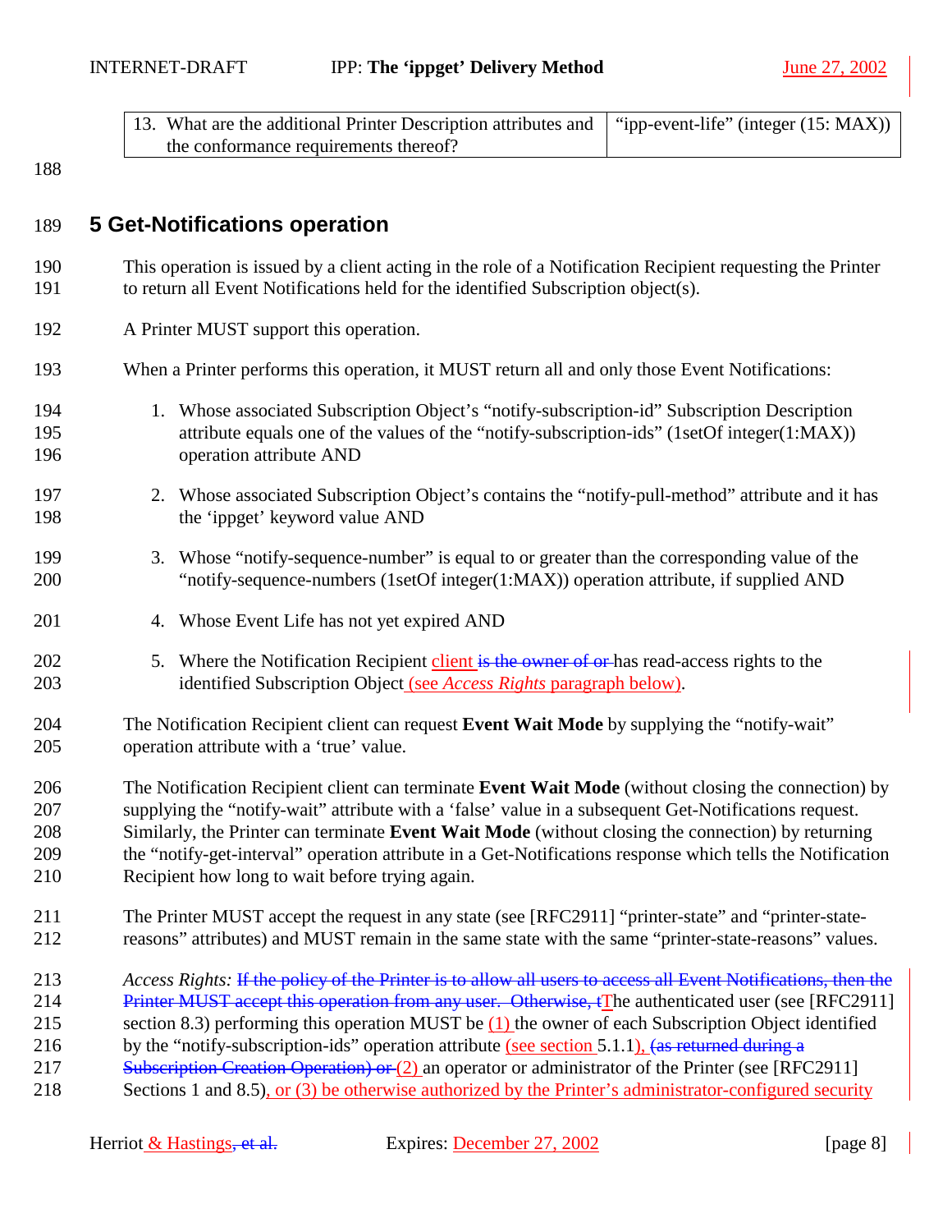| 13. What are the additional Printer Description attributes and the conformance requirements thereof? | "ipp-event-life" (integer (15: MAX)) |
|---|---|

## 5 Get-Notifications operation

This operation is issued by a client acting in the role of a Notification Recipient requesting the Printer to return all Event Notifications held for the identified Subscription object(s).

A Printer MUST support this operation.

When a Printer performs this operation, it MUST return all and only those Event Notifications:

1. Whose associated Subscription Object's "notify-subscription-id" Subscription Description attribute equals one of the values of the "notify-subscription-ids" (1setOf integer(1:MAX)) operation attribute AND

2. Whose associated Subscription Object's contains the "notify-pull-method" attribute and it has the 'ippget' keyword value AND

3. Whose "notify-sequence-number" is equal to or greater than the corresponding value of the "notify-sequence-numbers (1setOf integer(1:MAX)) operation attribute, if supplied AND

4. Whose Event Life has not yet expired AND

5. Where the Notification Recipient client ~~is the owner of or~~ has read-access rights to the identified Subscription Object (see *Access Rights* paragraph below).

The Notification Recipient client can request **Event Wait Mode** by supplying the "notify-wait" operation attribute with a 'true' value.

The Notification Recipient client can terminate **Event Wait Mode** (without closing the connection) by supplying the "notify-wait" attribute with a 'false' value in a subsequent Get-Notifications request. Similarly, the Printer can terminate **Event Wait Mode** (without closing the connection) by returning the "notify-get-interval" operation attribute in a Get-Notifications response which tells the Notification Recipient how long to wait before trying again.

The Printer MUST accept the request in any state (see [RFC2911] "printer-state" and "printer-state-reasons" attributes) and MUST remain in the same state with the same "printer-state-reasons" values.

*Access Rights:* ~~If the policy of the Printer is to allow all users to access all Event Notifications, then the Printer MUST accept this operation from any user. Otherwise, t~~The authenticated user (see [RFC2911] section 8.3) performing this operation MUST be (1) the owner of each Subscription Object identified by the "notify-subscription-ids" operation attribute (see section 5.1.1), ~~(as returned during a Subscription Creation Operation) or~~ (2) an operator or administrator of the Printer (see [RFC2911] Sections 1 and 8.5), or (3) be otherwise authorized by the Printer's administrator-configured security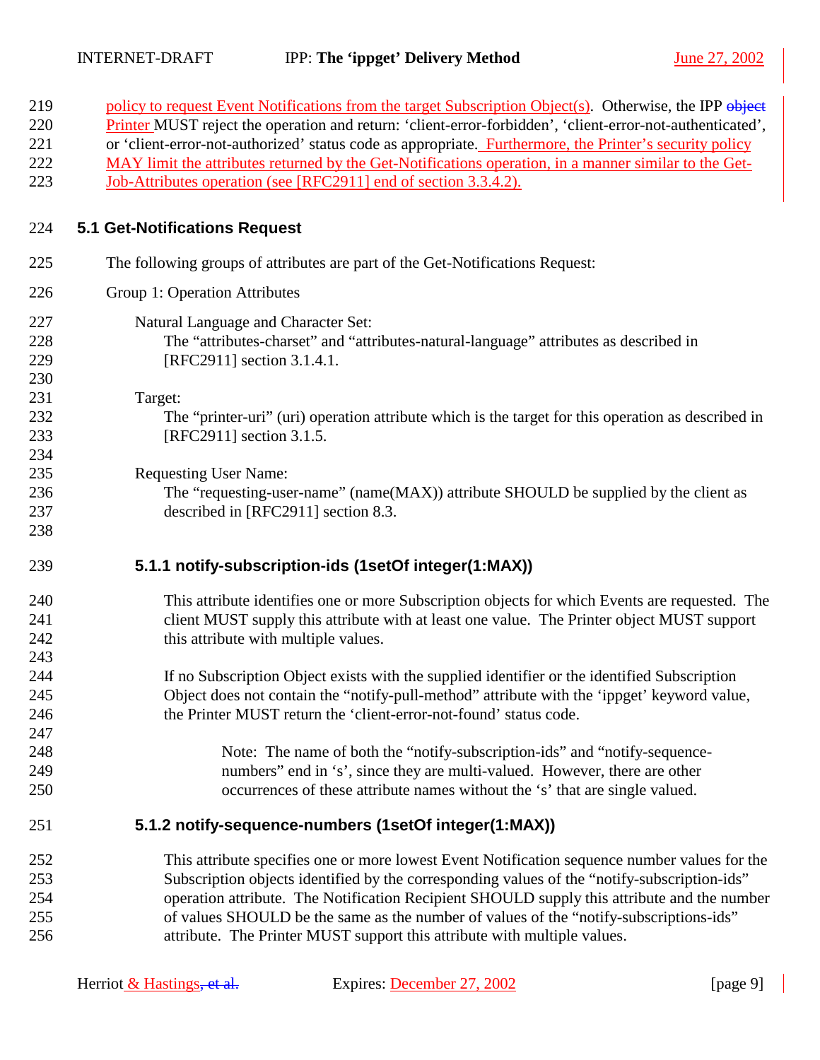policy to request Event Notifications from the target Subscription Object(s). Otherwise, the IPP ~~object~~ Printer MUST reject the operation and return: 'client-error-forbidden', 'client-error-not-authenticated', or 'client-error-not-authorized' status code as appropriate. Furthermore, the Printer's security policy MAY limit the attributes returned by the Get-Notifications operation, in a manner similar to the Get-Job-Attributes operation (see [RFC2911] end of section 3.3.4.2).

## 5.1 Get-Notifications Request

The following groups of attributes are part of the Get-Notifications Request:

Group 1: Operation Attributes

Natural Language and Character Set:
The "attributes-charset" and "attributes-natural-language" attributes as described in [RFC2911] section 3.1.4.1.

Target:
The "printer-uri" (uri) operation attribute which is the target for this operation as described in [RFC2911] section 3.1.5.

Requesting User Name:
The "requesting-user-name" (name(MAX)) attribute SHOULD be supplied by the client as described in [RFC2911] section 8.3.

### 5.1.1 notify-subscription-ids (1setOf integer(1:MAX))

This attribute identifies one or more Subscription objects for which Events are requested. The client MUST supply this attribute with at least one value. The Printer object MUST support this attribute with multiple values.

If no Subscription Object exists with the supplied identifier or the identified Subscription Object does not contain the "notify-pull-method" attribute with the 'ippget' keyword value, the Printer MUST return the 'client-error-not-found' status code.

> Note: The name of both the "notify-subscription-ids" and "notify-sequence-numbers" end in 's', since they are multi-valued. However, there are other occurrences of these attribute names without the 's' that are single valued.

### 5.1.2 notify-sequence-numbers (1setOf integer(1:MAX))

This attribute specifies one or more lowest Event Notification sequence number values for the Subscription objects identified by the corresponding values of the "notify-subscription-ids" operation attribute. The Notification Recipient SHOULD supply this attribute and the number of values SHOULD be the same as the number of values of the "notify-subscriptions-ids" attribute. The Printer MUST support this attribute with multiple values.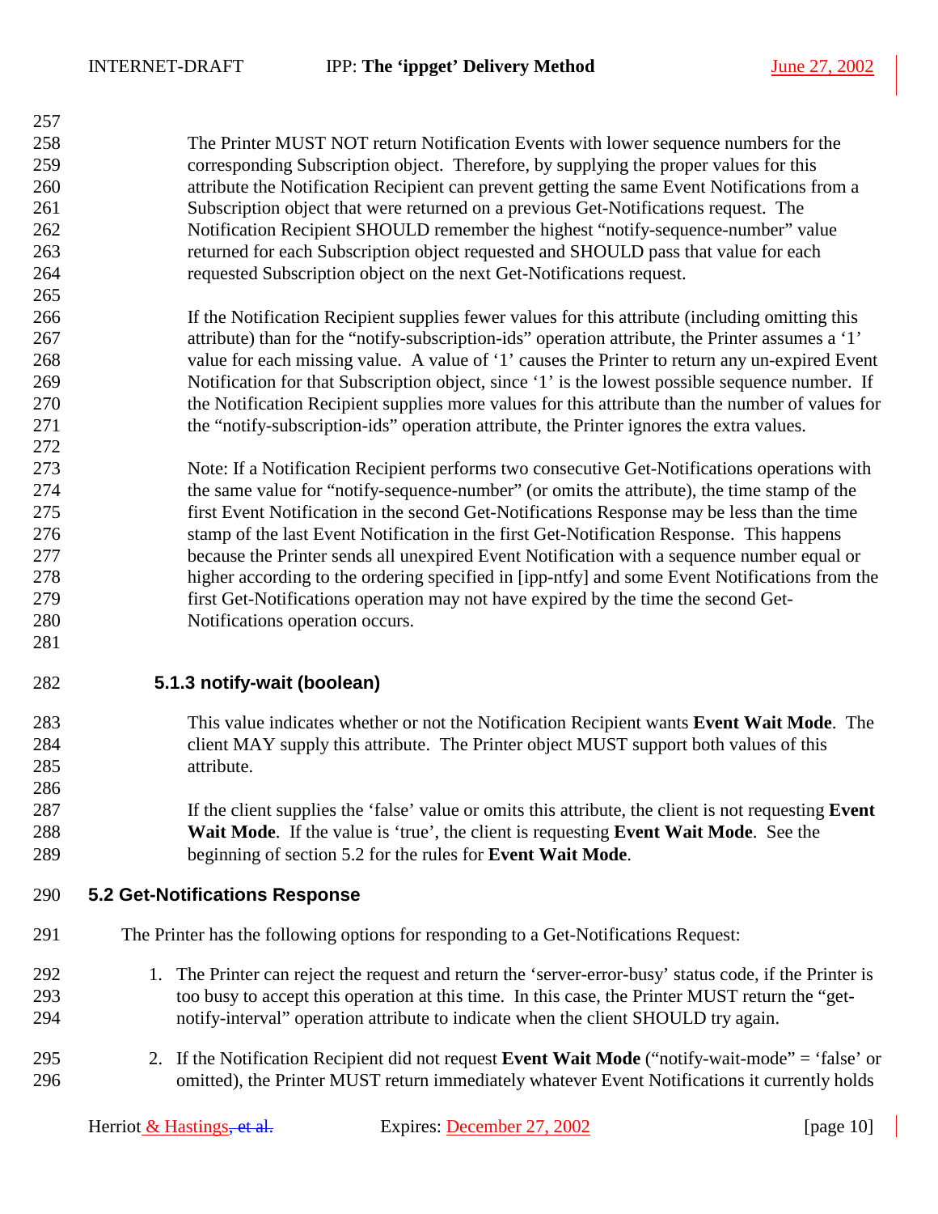The Printer MUST NOT return Notification Events with lower sequence numbers for the corresponding Subscription object. Therefore, by supplying the proper values for this attribute the Notification Recipient can prevent getting the same Event Notifications from a Subscription object that were returned on a previous Get-Notifications request. The Notification Recipient SHOULD remember the highest "notify-sequence-number" value returned for each Subscription object requested and SHOULD pass that value for each requested Subscription object on the next Get-Notifications request.

If the Notification Recipient supplies fewer values for this attribute (including omitting this attribute) than for the "notify-subscription-ids" operation attribute, the Printer assumes a '1' value for each missing value. A value of '1' causes the Printer to return any un-expired Event Notification for that Subscription object, since '1' is the lowest possible sequence number. If the Notification Recipient supplies more values for this attribute than the number of values for the "notify-subscription-ids" operation attribute, the Printer ignores the extra values.

Note: If a Notification Recipient performs two consecutive Get-Notifications operations with the same value for "notify-sequence-number" (or omits the attribute), the time stamp of the first Event Notification in the second Get-Notifications Response may be less than the time stamp of the last Event Notification in the first Get-Notification Response. This happens because the Printer sends all unexpired Event Notification with a sequence number equal or higher according to the ordering specified in [ipp-ntfy] and some Event Notifications from the first Get-Notifications operation may not have expired by the time the second Get-Notifications operation occurs.

#### 5.1.3 notify-wait (boolean)

This value indicates whether or not the Notification Recipient wants **Event Wait Mode**. The client MAY supply this attribute. The Printer object MUST support both values of this attribute.

If the client supplies the 'false' value or omits this attribute, the client is not requesting **Event Wait Mode**. If the value is 'true', the client is requesting **Event Wait Mode**. See the beginning of section 5.2 for the rules for **Event Wait Mode**.

### 5.2 Get-Notifications Response

The Printer has the following options for responding to a Get-Notifications Request:

1. The Printer can reject the request and return the 'server-error-busy' status code, if the Printer is too busy to accept this operation at this time. In this case, the Printer MUST return the "get-notify-interval" operation attribute to indicate when the client SHOULD try again.

2. If the Notification Recipient did not request **Event Wait Mode** ("notify-wait-mode" = 'false' or omitted), the Printer MUST return immediately whatever Event Notifications it currently holds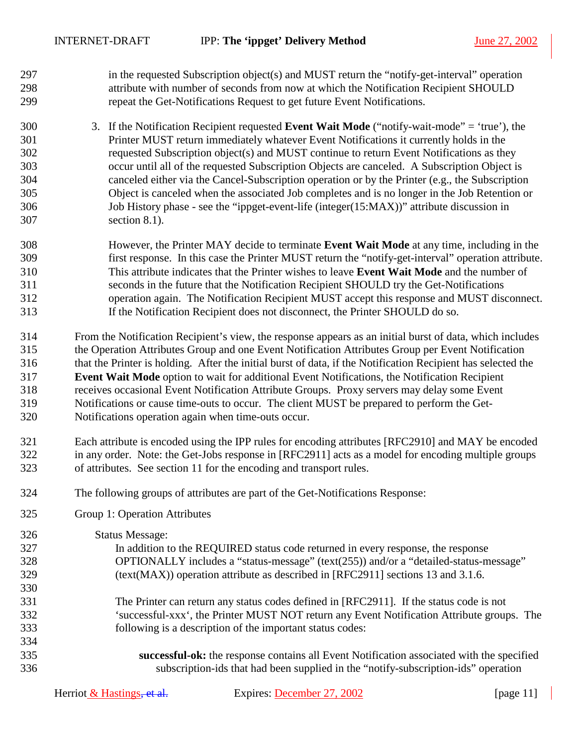in the requested Subscription object(s) and MUST return the "notify-get-interval" operation attribute with number of seconds from now at which the Notification Recipient SHOULD repeat the Get-Notifications Request to get future Event Notifications.

3. If the Notification Recipient requested **Event Wait Mode** ("notify-wait-mode" = 'true'), the Printer MUST return immediately whatever Event Notifications it currently holds in the requested Subscription object(s) and MUST continue to return Event Notifications as they occur until all of the requested Subscription Objects are canceled. A Subscription Object is canceled either via the Cancel-Subscription operation or by the Printer (e.g., the Subscription Object is canceled when the associated Job completes and is no longer in the Job Retention or Job History phase - see the "ippget-event-life (integer(15:MAX))" attribute discussion in section 8.1).

   However, the Printer MAY decide to terminate **Event Wait Mode** at any time, including in the first response. In this case the Printer MUST return the "notify-get-interval" operation attribute. This attribute indicates that the Printer wishes to leave **Event Wait Mode** and the number of seconds in the future that the Notification Recipient SHOULD try the Get-Notifications operation again. The Notification Recipient MUST accept this response and MUST disconnect. If the Notification Recipient does not disconnect, the Printer SHOULD do so.

From the Notification Recipient's view, the response appears as an initial burst of data, which includes the Operation Attributes Group and one Event Notification Attributes Group per Event Notification that the Printer is holding. After the initial burst of data, if the Notification Recipient has selected the **Event Wait Mode** option to wait for additional Event Notifications, the Notification Recipient receives occasional Event Notification Attribute Groups. Proxy servers may delay some Event Notifications or cause time-outs to occur. The client MUST be prepared to perform the Get-Notifications operation again when time-outs occur.

Each attribute is encoded using the IPP rules for encoding attributes [RFC2910] and MAY be encoded in any order. Note: the Get-Jobs response in [RFC2911] acts as a model for encoding multiple groups of attributes. See section 11 for the encoding and transport rules.

The following groups of attributes are part of the Get-Notifications Response:

Group 1: Operation Attributes

Status Message:

In addition to the REQUIRED status code returned in every response, the response OPTIONALLY includes a "status-message" (text(255)) and/or a "detailed-status-message" (text(MAX)) operation attribute as described in [RFC2911] sections 13 and 3.1.6.

The Printer can return any status codes defined in [RFC2911]. If the status code is not 'successful-xxx', the Printer MUST NOT return any Event Notification Attribute groups. The following is a description of the important status codes:

**successful-ok:** the response contains all Event Notification associated with the specified subscription-ids that had been supplied in the "notify-subscription-ids" operation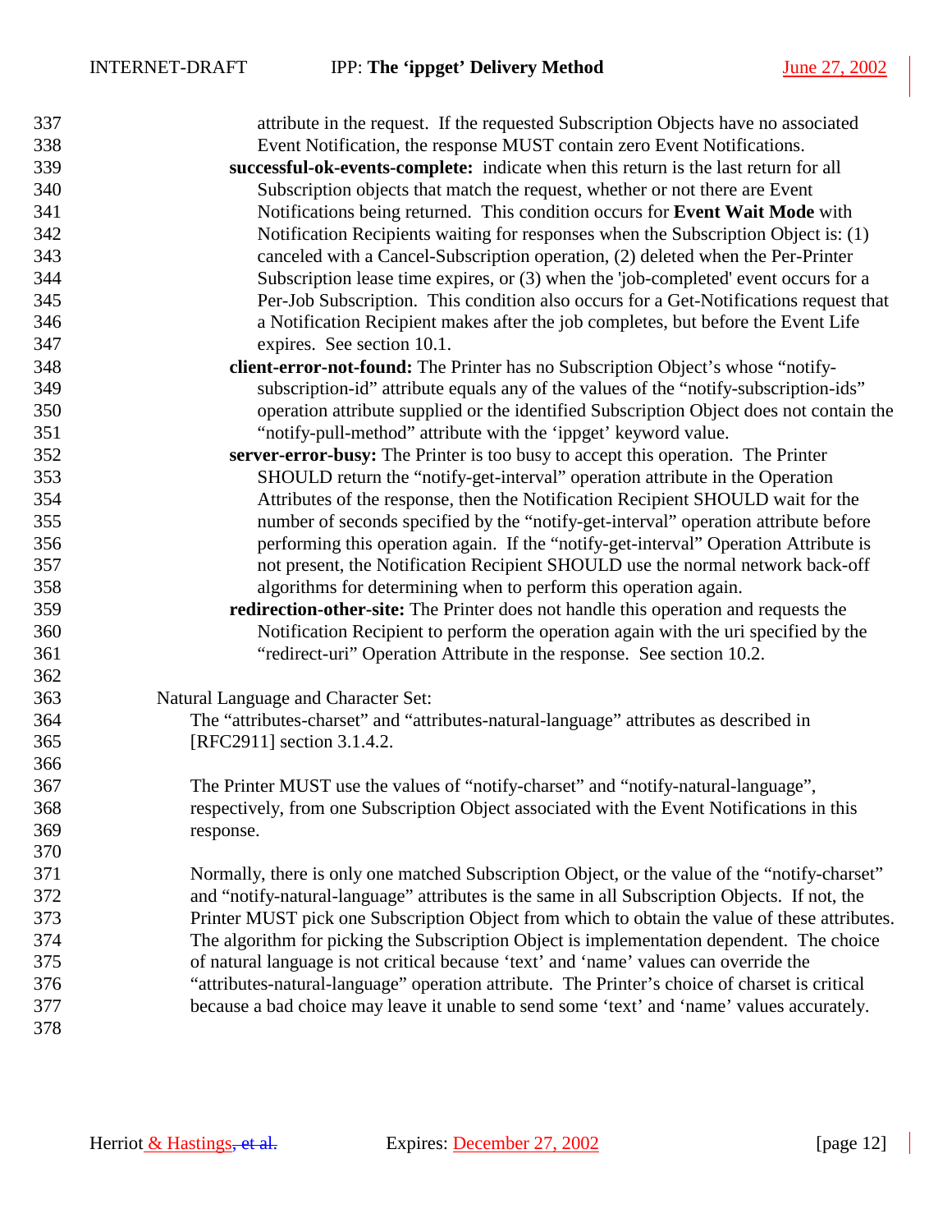attribute in the request. If the requested Subscription Objects have no associated Event Notification, the response MUST contain zero Event Notifications.

**successful-ok-events-complete:** indicate when this return is the last return for all Subscription objects that match the request, whether or not there are Event Notifications being returned. This condition occurs for **Event Wait Mode** with Notification Recipients waiting for responses when the Subscription Object is: (1) canceled with a Cancel-Subscription operation, (2) deleted when the Per-Printer Subscription lease time expires, or (3) when the 'job-completed' event occurs for a Per-Job Subscription. This condition also occurs for a Get-Notifications request that a Notification Recipient makes after the job completes, but before the Event Life expires. See section 10.1.

**client-error-not-found:** The Printer has no Subscription Object's whose "notify-subscription-id" attribute equals any of the values of the "notify-subscription-ids" operation attribute supplied or the identified Subscription Object does not contain the "notify-pull-method" attribute with the 'ippget' keyword value.

**server-error-busy:** The Printer is too busy to accept this operation. The Printer SHOULD return the "notify-get-interval" operation attribute in the Operation Attributes of the response, then the Notification Recipient SHOULD wait for the number of seconds specified by the "notify-get-interval" operation attribute before performing this operation again. If the "notify-get-interval" Operation Attribute is not present, the Notification Recipient SHOULD use the normal network back-off algorithms for determining when to perform this operation again.

**redirection-other-site:** The Printer does not handle this operation and requests the Notification Recipient to perform the operation again with the uri specified by the "redirect-uri" Operation Attribute in the response. See section 10.2.

Natural Language and Character Set:

The "attributes-charset" and "attributes-natural-language" attributes as described in [RFC2911] section 3.1.4.2.

The Printer MUST use the values of "notify-charset" and "notify-natural-language", respectively, from one Subscription Object associated with the Event Notifications in this response.

Normally, there is only one matched Subscription Object, or the value of the "notify-charset" and "notify-natural-language" attributes is the same in all Subscription Objects. If not, the Printer MUST pick one Subscription Object from which to obtain the value of these attributes. The algorithm for picking the Subscription Object is implementation dependent. The choice of natural language is not critical because 'text' and 'name' values can override the "attributes-natural-language" operation attribute. The Printer's choice of charset is critical because a bad choice may leave it unable to send some 'text' and 'name' values accurately.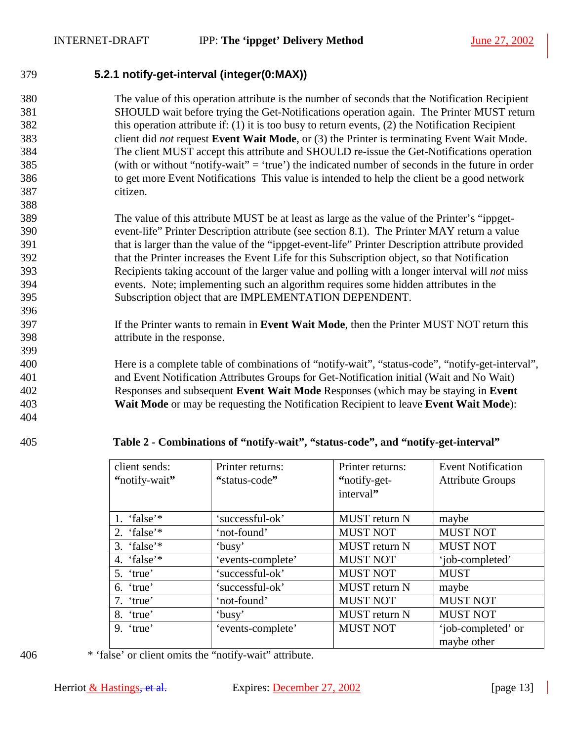### 5.2.1 notify-get-interval (integer(0:MAX))

The value of this operation attribute is the number of seconds that the Notification Recipient SHOULD wait before trying the Get-Notifications operation again. The Printer MUST return this operation attribute if: (1) it is too busy to return events, (2) the Notification Recipient client did *not* request **Event Wait Mode**, or (3) the Printer is terminating Event Wait Mode. The client MUST accept this attribute and SHOULD re-issue the Get-Notifications operation (with or without "notify-wait" = 'true') the indicated number of seconds in the future in order to get more Event Notifications This value is intended to help the client be a good network citizen.

The value of this attribute MUST be at least as large as the value of the Printer's "ippget-event-life" Printer Description attribute (see section 8.1). The Printer MAY return a value that is larger than the value of the "ippget-event-life" Printer Description attribute provided that the Printer increases the Event Life for this Subscription object, so that Notification Recipients taking account of the larger value and polling with a longer interval will *not* miss events. Note; implementing such an algorithm requires some hidden attributes in the Subscription object that are IMPLEMENTATION DEPENDENT.

If the Printer wants to remain in **Event Wait Mode**, then the Printer MUST NOT return this attribute in the response.

Here is a complete table of combinations of "notify-wait", "status-code", "notify-get-interval", and Event Notification Attributes Groups for Get-Notification initial (Wait and No Wait) Responses and subsequent **Event Wait Mode** Responses (which may be staying in **Event Wait Mode** or may be requesting the Notification Recipient to leave **Event Wait Mode**):

**Table 2 - Combinations of "notify-wait", "status-code", and "notify-get-interval"**

| client sends: **"**notify-wait**"** | Printer returns: **"**status-code**"** | Printer returns: **"**notify-get-interval**"** | Event Notification Attribute Groups |
|---|---|---|---|
| 1. 'false'* | 'successful-ok' | MUST return N | maybe |
| 2. 'false'* | 'not-found' | MUST NOT | MUST NOT |
| 3. 'false'* | 'busy' | MUST return N | MUST NOT |
| 4. 'false'* | 'events-complete' | MUST NOT | 'job-completed' |
| 5. 'true' | 'successful-ok' | MUST NOT | MUST |
| 6. 'true' | 'successful-ok' | MUST return N | maybe |
| 7. 'true' | 'not-found' | MUST NOT | MUST NOT |
| 8. 'true' | 'busy' | MUST return N | MUST NOT |
| 9. 'true' | 'events-complete' | MUST NOT | 'job-completed' or maybe other |

* 'false' or client omits the "notify-wait" attribute.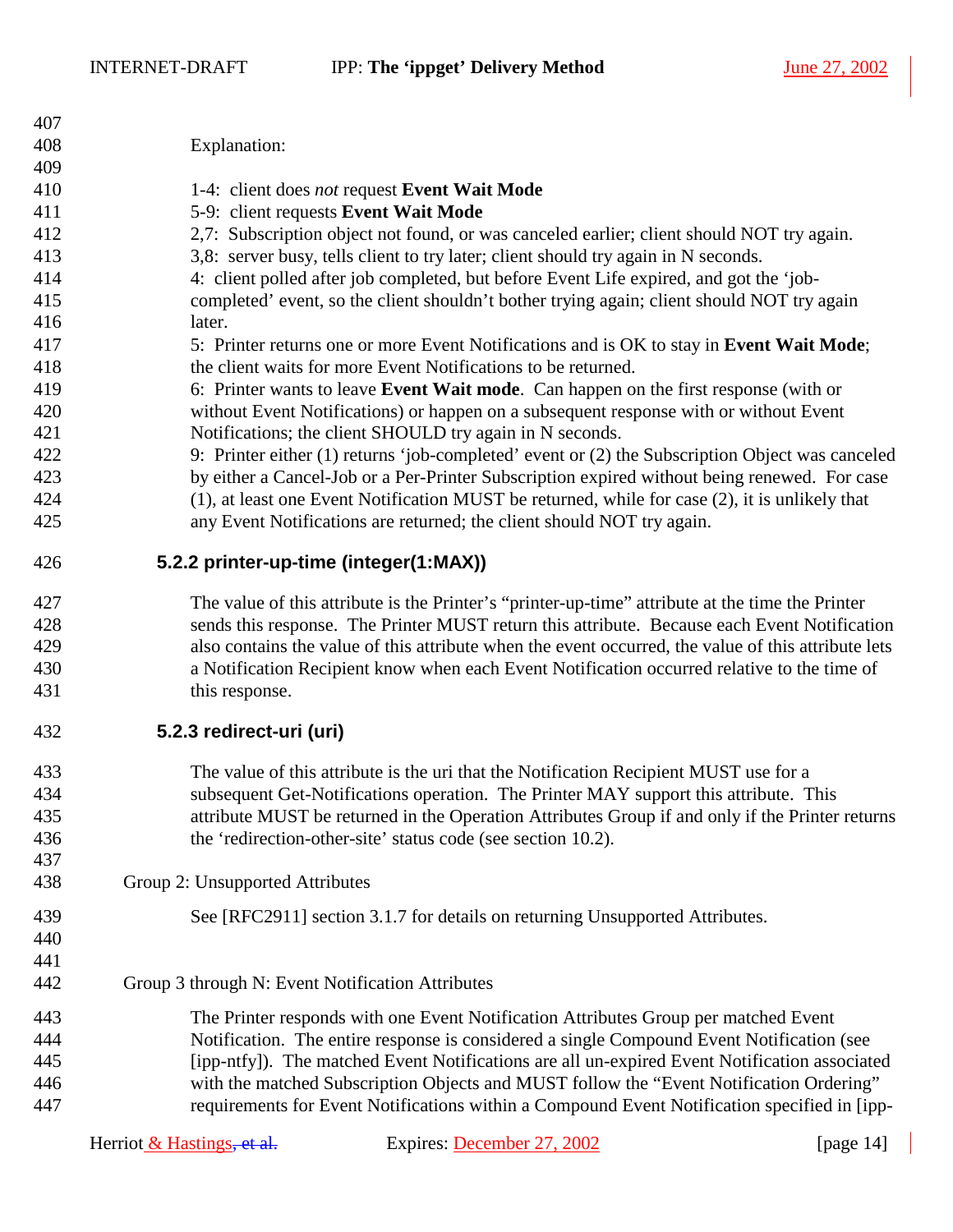Explanation:

1-4: client does *not* request **Event Wait Mode**
5-9: client requests **Event Wait Mode**
2,7: Subscription object not found, or was canceled earlier; client should NOT try again.
3,8: server busy, tells client to try later; client should try again in N seconds.
4: client polled after job completed, but before Event Life expired, and got the 'job-completed' event, so the client shouldn't bother trying again; client should NOT try again later.
5: Printer returns one or more Event Notifications and is OK to stay in **Event Wait Mode**; the client waits for more Event Notifications to be returned.
6: Printer wants to leave **Event Wait mode**. Can happen on the first response (with or without Event Notifications) or happen on a subsequent response with or without Event Notifications; the client SHOULD try again in N seconds.
9: Printer either (1) returns 'job-completed' event or (2) the Subscription Object was canceled by either a Cancel-Job or a Per-Printer Subscription expired without being renewed. For case (1), at least one Event Notification MUST be returned, while for case (2), it is unlikely that any Event Notifications are returned; the client should NOT try again.

### 5.2.2 printer-up-time (integer(1:MAX))

The value of this attribute is the Printer's "printer-up-time" attribute at the time the Printer sends this response. The Printer MUST return this attribute. Because each Event Notification also contains the value of this attribute when the event occurred, the value of this attribute lets a Notification Recipient know when each Event Notification occurred relative to the time of this response.

### 5.2.3 redirect-uri (uri)

The value of this attribute is the uri that the Notification Recipient MUST use for a subsequent Get-Notifications operation. The Printer MAY support this attribute. This attribute MUST be returned in the Operation Attributes Group if and only if the Printer returns the 'redirection-other-site' status code (see section 10.2).

Group 2: Unsupported Attributes

See [RFC2911] section 3.1.7 for details on returning Unsupported Attributes.

Group 3 through N: Event Notification Attributes

The Printer responds with one Event Notification Attributes Group per matched Event Notification. The entire response is considered a single Compound Event Notification (see [ipp-ntfy]). The matched Event Notifications are all un-expired Event Notification associated with the matched Subscription Objects and MUST follow the "Event Notification Ordering" requirements for Event Notifications within a Compound Event Notification specified in [ipp-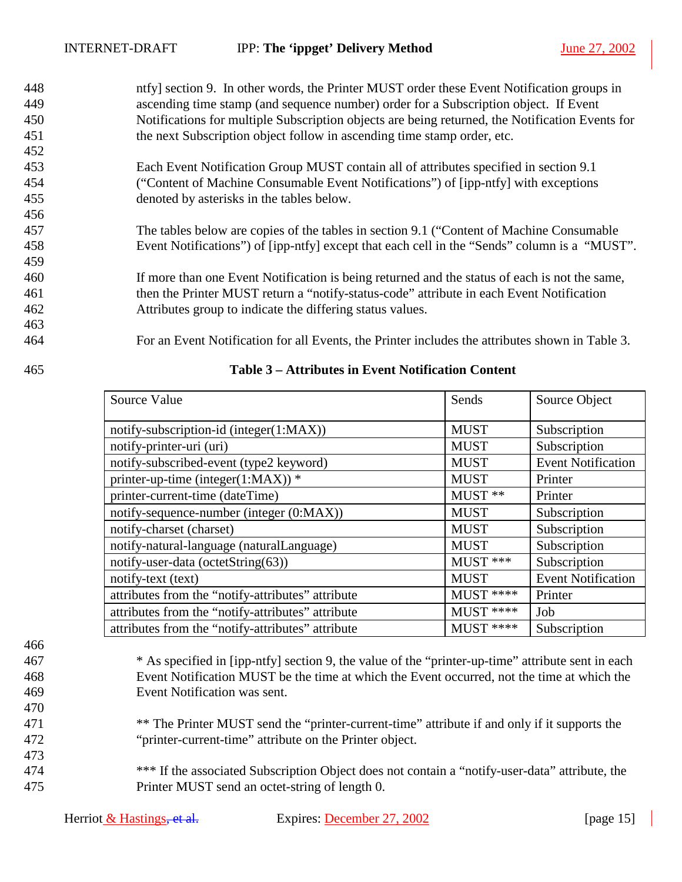ntfy] section 9. In other words, the Printer MUST order these Event Notification groups in ascending time stamp (and sequence number) order for a Subscription object. If Event Notifications for multiple Subscription objects are being returned, the Notification Events for the next Subscription object follow in ascending time stamp order, etc.

Each Event Notification Group MUST contain all of attributes specified in section 9.1 ("Content of Machine Consumable Event Notifications") of [ipp-ntfy] with exceptions denoted by asterisks in the tables below.

The tables below are copies of the tables in section 9.1 ("Content of Machine Consumable Event Notifications") of [ipp-ntfy] except that each cell in the "Sends" column is a "MUST".

If more than one Event Notification is being returned and the status of each is not the same, then the Printer MUST return a "notify-status-code" attribute in each Event Notification Attributes group to indicate the differing status values.

For an Event Notification for all Events, the Printer includes the attributes shown in Table 3.

**Table 3 – Attributes in Event Notification Content**

| Source Value | Sends | Source Object |
|---|---|---|
| notify-subscription-id (integer(1:MAX)) | MUST | Subscription |
| notify-printer-uri (uri) | MUST | Subscription |
| notify-subscribed-event (type2 keyword) | MUST | Event Notification |
| printer-up-time (integer(1:MAX)) * | MUST | Printer |
| printer-current-time (dateTime) | MUST ** | Printer |
| notify-sequence-number (integer (0:MAX)) | MUST | Subscription |
| notify-charset (charset) | MUST | Subscription |
| notify-natural-language (naturalLanguage) | MUST | Subscription |
| notify-user-data (octetString(63)) | MUST *** | Subscription |
| notify-text (text) | MUST | Event Notification |
| attributes from the "notify-attributes" attribute | MUST **** | Printer |
| attributes from the "notify-attributes" attribute | MUST **** | Job |
| attributes from the "notify-attributes" attribute | MUST **** | Subscription |

* As specified in [ipp-ntfy] section 9, the value of the "printer-up-time" attribute sent in each Event Notification MUST be the time at which the Event occurred, not the time at which the Event Notification was sent.

** The Printer MUST send the "printer-current-time" attribute if and only if it supports the "printer-current-time" attribute on the Printer object.

*** If the associated Subscription Object does not contain a "notify-user-data" attribute, the Printer MUST send an octet-string of length 0.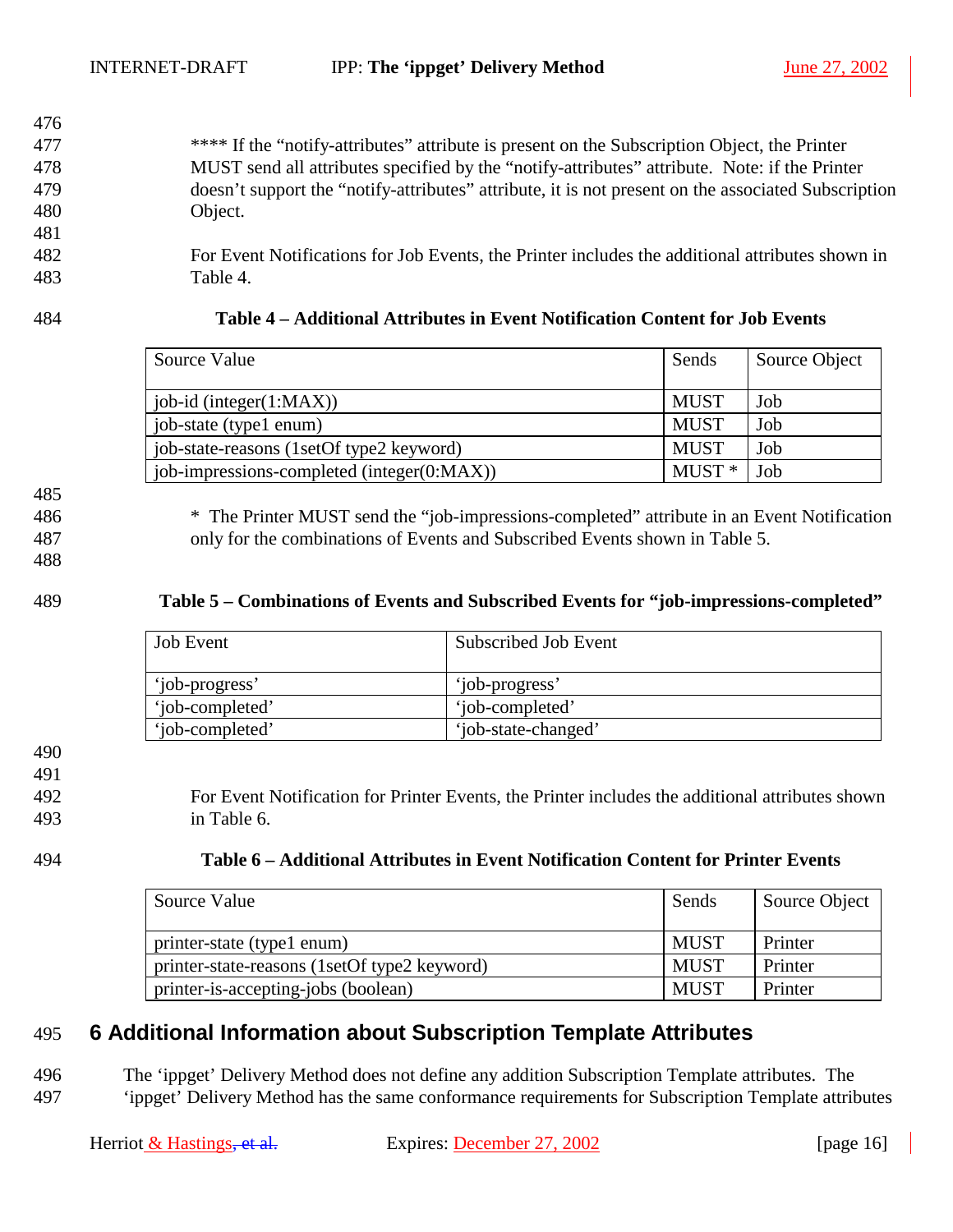**** If the "notify-attributes" attribute is present on the Subscription Object, the Printer MUST send all attributes specified by the "notify-attributes" attribute. Note: if the Printer doesn't support the "notify-attributes" attribute, it is not present on the associated Subscription Object.

For Event Notifications for Job Events, the Printer includes the additional attributes shown in Table 4.

**Table 4 – Additional Attributes in Event Notification Content for Job Events**

| Source Value | Sends | Source Object |
|---|---|---|
| job-id (integer(1:MAX)) | MUST | Job |
| job-state (type1 enum) | MUST | Job |
| job-state-reasons (1setOf type2 keyword) | MUST | Job |
| job-impressions-completed (integer(0:MAX)) | MUST * | Job |

* The Printer MUST send the "job-impressions-completed" attribute in an Event Notification only for the combinations of Events and Subscribed Events shown in Table 5.

**Table 5 – Combinations of Events and Subscribed Events for "job-impressions-completed"**

| Job Event | Subscribed Job Event |
|---|---|
| 'job-progress' | 'job-progress' |
| 'job-completed' | 'job-completed' |
| 'job-completed' | 'job-state-changed' |

For Event Notification for Printer Events, the Printer includes the additional attributes shown in Table 6.

**Table 6 – Additional Attributes in Event Notification Content for Printer Events**

| Source Value | Sends | Source Object |
|---|---|---|
| printer-state (type1 enum) | MUST | Printer |
| printer-state-reasons (1setOf type2 keyword) | MUST | Printer |
| printer-is-accepting-jobs (boolean) | MUST | Printer |

# 6 Additional Information about Subscription Template Attributes

The 'ippget' Delivery Method does not define any addition Subscription Template attributes. The 'ippget' Delivery Method has the same conformance requirements for Subscription Template attributes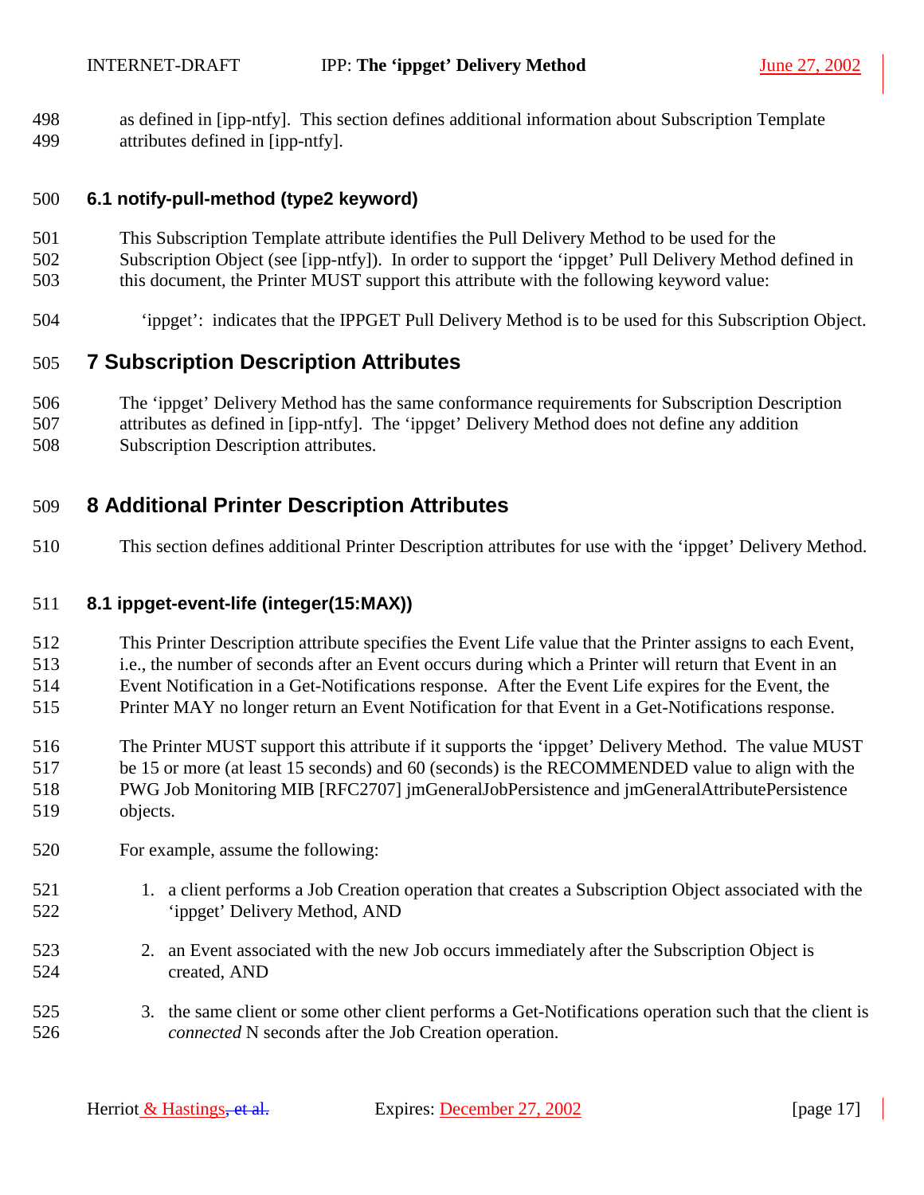as defined in [ipp-ntfy]. This section defines additional information about Subscription Template attributes defined in [ipp-ntfy].

### 6.1 notify-pull-method (type2 keyword)

This Subscription Template attribute identifies the Pull Delivery Method to be used for the Subscription Object (see [ipp-ntfy]). In order to support the 'ippget' Pull Delivery Method defined in this document, the Printer MUST support this attribute with the following keyword value:

'ippget': indicates that the IPPGET Pull Delivery Method is to be used for this Subscription Object.

## 7 Subscription Description Attributes

The 'ippget' Delivery Method has the same conformance requirements for Subscription Description attributes as defined in [ipp-ntfy]. The 'ippget' Delivery Method does not define any addition Subscription Description attributes.

## 8 Additional Printer Description Attributes

This section defines additional Printer Description attributes for use with the 'ippget' Delivery Method.

### 8.1 ippget-event-life (integer(15:MAX))

This Printer Description attribute specifies the Event Life value that the Printer assigns to each Event, i.e., the number of seconds after an Event occurs during which a Printer will return that Event in an Event Notification in a Get-Notifications response. After the Event Life expires for the Event, the Printer MAY no longer return an Event Notification for that Event in a Get-Notifications response.

The Printer MUST support this attribute if it supports the 'ippget' Delivery Method. The value MUST be 15 or more (at least 15 seconds) and 60 (seconds) is the RECOMMENDED value to align with the PWG Job Monitoring MIB [RFC2707] jmGeneralJobPersistence and jmGeneralAttributePersistence objects.

For example, assume the following:

1. a client performs a Job Creation operation that creates a Subscription Object associated with the 'ippget' Delivery Method, AND
2. an Event associated with the new Job occurs immediately after the Subscription Object is created, AND
3. the same client or some other client performs a Get-Notifications operation such that the client is *connected* N seconds after the Job Creation operation.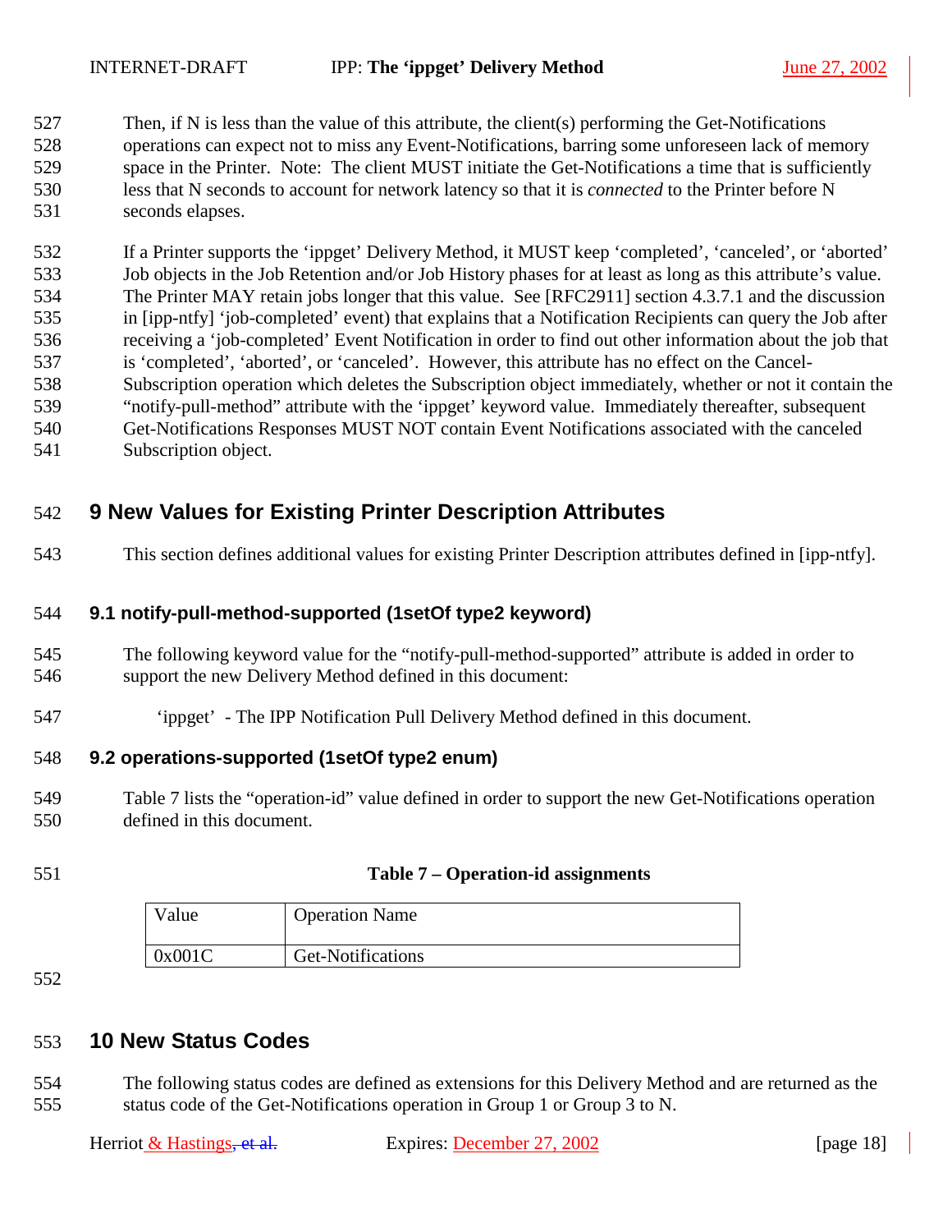Then, if N is less than the value of this attribute, the client(s) performing the Get-Notifications operations can expect not to miss any Event-Notifications, barring some unforeseen lack of memory space in the Printer. Note: The client MUST initiate the Get-Notifications a time that is sufficiently less that N seconds to account for network latency so that it is *connected* to the Printer before N seconds elapses.

If a Printer supports the 'ippget' Delivery Method, it MUST keep 'completed', 'canceled', or 'aborted' Job objects in the Job Retention and/or Job History phases for at least as long as this attribute's value. The Printer MAY retain jobs longer that this value. See [RFC2911] section 4.3.7.1 and the discussion in [ipp-ntfy] 'job-completed' event) that explains that a Notification Recipients can query the Job after receiving a 'job-completed' Event Notification in order to find out other information about the job that is 'completed', 'aborted', or 'canceled'. However, this attribute has no effect on the Cancel-Subscription operation which deletes the Subscription object immediately, whether or not it contain the "notify-pull-method" attribute with the 'ippget' keyword value. Immediately thereafter, subsequent Get-Notifications Responses MUST NOT contain Event Notifications associated with the canceled Subscription object.

# 9 New Values for Existing Printer Description Attributes

This section defines additional values for existing Printer Description attributes defined in [ipp-ntfy].

## 9.1 notify-pull-method-supported (1setOf type2 keyword)

The following keyword value for the "notify-pull-method-supported" attribute is added in order to support the new Delivery Method defined in this document:

'ippget' - The IPP Notification Pull Delivery Method defined in this document.

## 9.2 operations-supported (1setOf type2 enum)

Table 7 lists the "operation-id" value defined in order to support the new Get-Notifications operation defined in this document.

**Table 7 – Operation-id assignments**

| Value | Operation Name |
|---|---|
| 0x001C | Get-Notifications |

# 10 New Status Codes

The following status codes are defined as extensions for this Delivery Method and are returned as the status code of the Get-Notifications operation in Group 1 or Group 3 to N.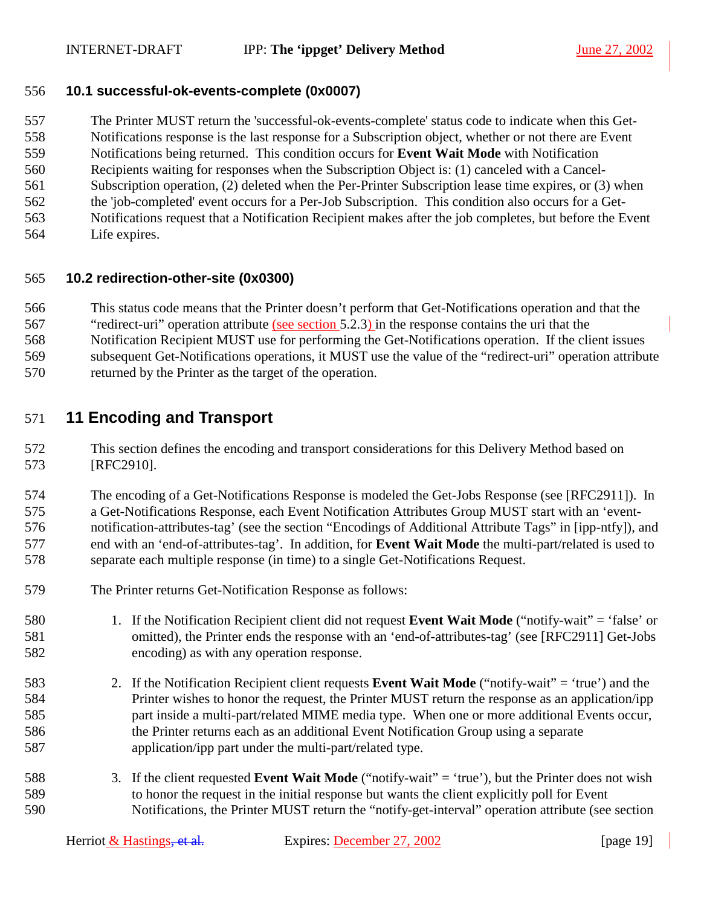### 10.1 successful-ok-events-complete (0x0007)

The Printer MUST return the 'successful-ok-events-complete' status code to indicate when this Get-Notifications response is the last response for a Subscription object, whether or not there are Event Notifications being returned. This condition occurs for **Event Wait Mode** with Notification Recipients waiting for responses when the Subscription Object is: (1) canceled with a Cancel-Subscription operation, (2) deleted when the Per-Printer Subscription lease time expires, or (3) when the 'job-completed' event occurs for a Per-Job Subscription. This condition also occurs for a Get-Notifications request that a Notification Recipient makes after the job completes, but before the Event Life expires.

### 10.2 redirection-other-site (0x0300)

This status code means that the Printer doesn't perform that Get-Notifications operation and that the "redirect-uri" operation attribute (see section 5.2.3) in the response contains the uri that the Notification Recipient MUST use for performing the Get-Notifications operation. If the client issues subsequent Get-Notifications operations, it MUST use the value of the "redirect-uri" operation attribute returned by the Printer as the target of the operation.

## 11 Encoding and Transport

This section defines the encoding and transport considerations for this Delivery Method based on [RFC2910].

The encoding of a Get-Notifications Response is modeled the Get-Jobs Response (see [RFC2911]). In a Get-Notifications Response, each Event Notification Attributes Group MUST start with an 'event-notification-attributes-tag' (see the section "Encodings of Additional Attribute Tags" in [ipp-ntfy]), and end with an 'end-of-attributes-tag'. In addition, for **Event Wait Mode** the multi-part/related is used to separate each multiple response (in time) to a single Get-Notifications Request.

The Printer returns Get-Notification Response as follows:

1. If the Notification Recipient client did not request **Event Wait Mode** ("notify-wait" = 'false' or omitted), the Printer ends the response with an 'end-of-attributes-tag' (see [RFC2911] Get-Jobs encoding) as with any operation response.

2. If the Notification Recipient client requests **Event Wait Mode** ("notify-wait" = 'true') and the Printer wishes to honor the request, the Printer MUST return the response as an application/ipp part inside a multi-part/related MIME media type. When one or more additional Events occur, the Printer returns each as an additional Event Notification Group using a separate application/ipp part under the multi-part/related type.

3. If the client requested **Event Wait Mode** ("notify-wait" = 'true'), but the Printer does not wish to honor the request in the initial response but wants the client explicitly poll for Event Notifications, the Printer MUST return the "notify-get-interval" operation attribute (see section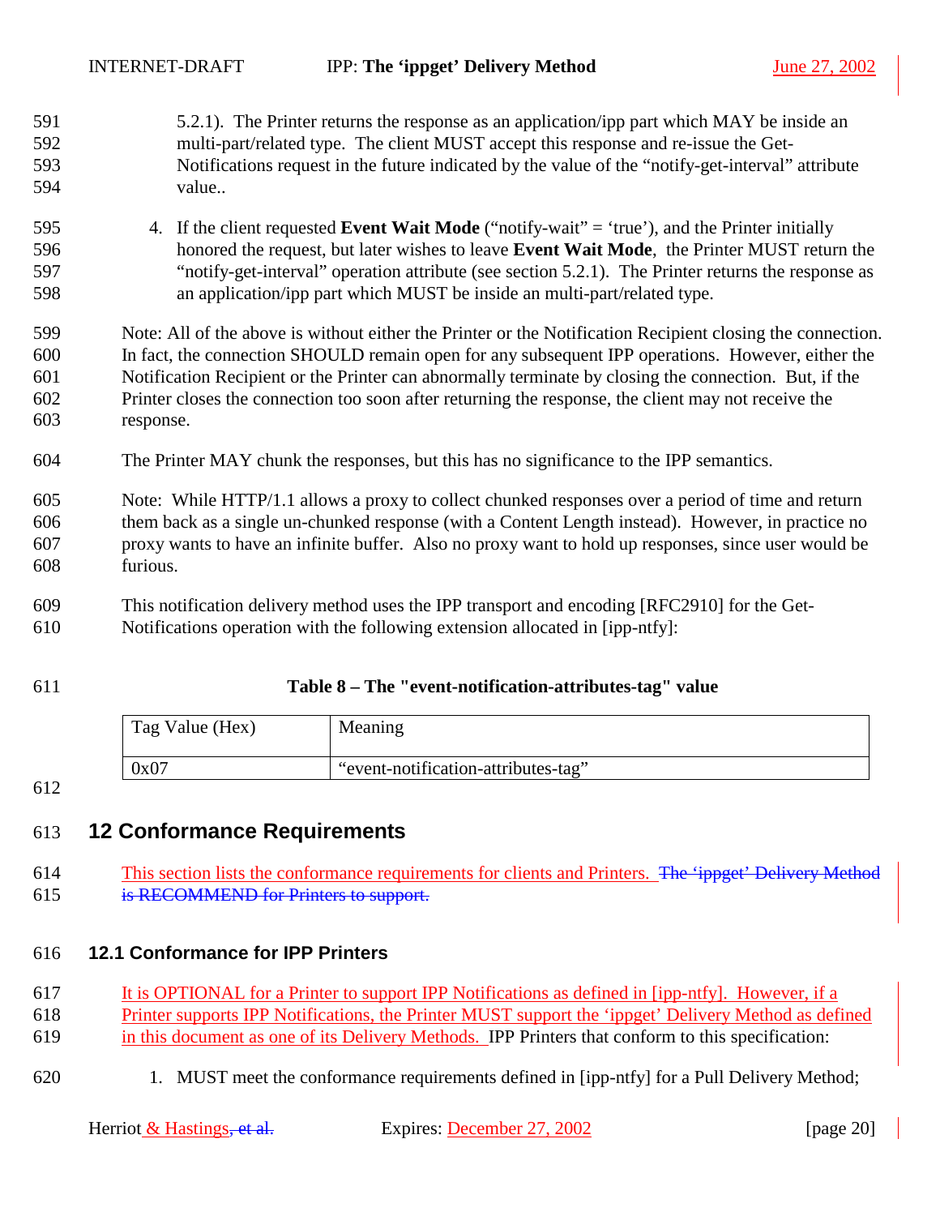5.2.1). The Printer returns the response as an application/ipp part which MAY be inside an multi-part/related type. The client MUST accept this response and re-issue the Get-Notifications request in the future indicated by the value of the "notify-get-interval" attribute value..

4. If the client requested **Event Wait Mode** ("notify-wait" = 'true'), and the Printer initially honored the request, but later wishes to leave **Event Wait Mode**, the Printer MUST return the "notify-get-interval" operation attribute (see section 5.2.1). The Printer returns the response as an application/ipp part which MUST be inside an multi-part/related type.

Note: All of the above is without either the Printer or the Notification Recipient closing the connection. In fact, the connection SHOULD remain open for any subsequent IPP operations. However, either the Notification Recipient or the Printer can abnormally terminate by closing the connection. But, if the Printer closes the connection too soon after returning the response, the client may not receive the response.

The Printer MAY chunk the responses, but this has no significance to the IPP semantics.

Note: While HTTP/1.1 allows a proxy to collect chunked responses over a period of time and return them back as a single un-chunked response (with a Content Length instead). However, in practice no proxy wants to have an infinite buffer. Also no proxy want to hold up responses, since user would be furious.

This notification delivery method uses the IPP transport and encoding [RFC2910] for the Get-Notifications operation with the following extension allocated in [ipp-ntfy]:

**Table 8 – The "event-notification-attributes-tag" value**

| Tag Value (Hex) | Meaning |
|---|---|
| 0x07 | "event-notification-attributes-tag" |

# 12 Conformance Requirements

This section lists the conformance requirements for clients and Printers. ~~The 'ippget' Delivery Method is RECOMMEND for Printers to support.~~

## 12.1 Conformance for IPP Printers

It is OPTIONAL for a Printer to support IPP Notifications as defined in [ipp-ntfy]. However, if a Printer supports IPP Notifications, the Printer MUST support the 'ippget' Delivery Method as defined in this document as one of its Delivery Methods. IPP Printers that conform to this specification:

1. MUST meet the conformance requirements defined in [ipp-ntfy] for a Pull Delivery Method;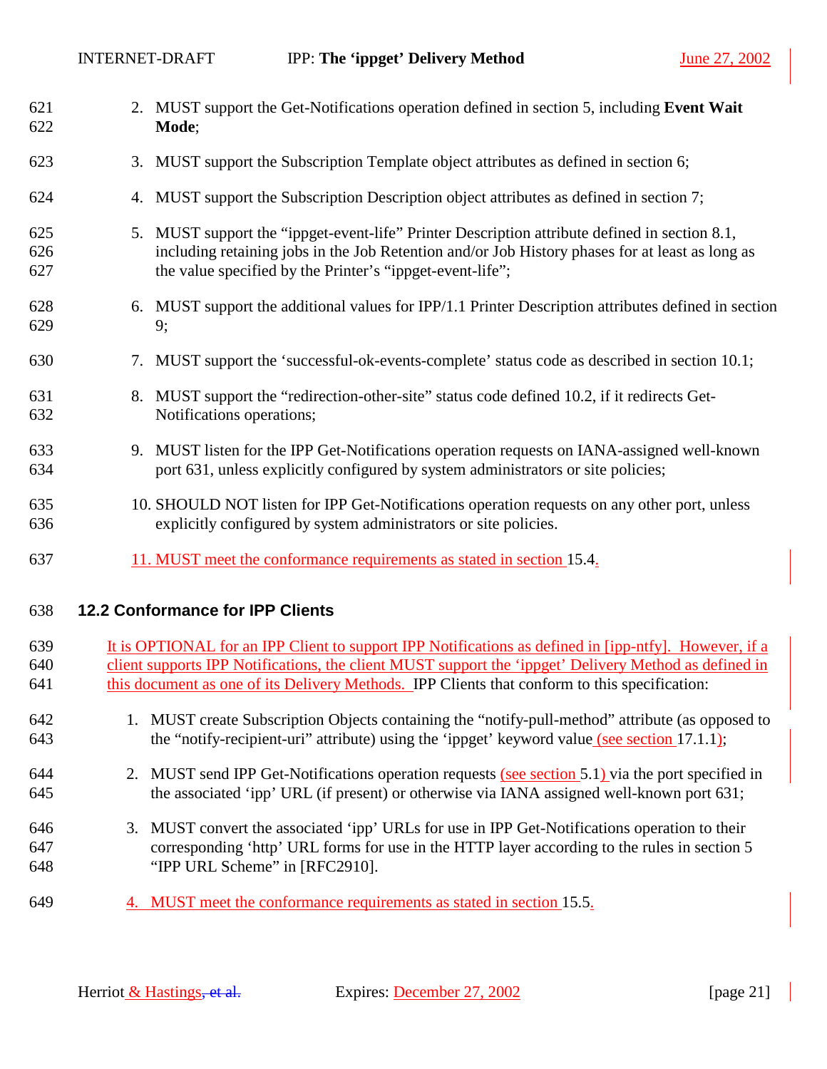2. MUST support the Get-Notifications operation defined in section 5, including **Event Wait Mode**;
3. MUST support the Subscription Template object attributes as defined in section 6;
4. MUST support the Subscription Description object attributes as defined in section 7;
5. MUST support the "ippget-event-life" Printer Description attribute defined in section 8.1, including retaining jobs in the Job Retention and/or Job History phases for at least as long as the value specified by the Printer's "ippget-event-life";
6. MUST support the additional values for IPP/1.1 Printer Description attributes defined in section 9;
7. MUST support the 'successful-ok-events-complete' status code as described in section 10.1;
8. MUST support the "redirection-other-site" status code defined 10.2, if it redirects Get-Notifications operations;
9. MUST listen for the IPP Get-Notifications operation requests on IANA-assigned well-known port 631, unless explicitly configured by system administrators or site policies;
10. SHOULD NOT listen for IPP Get-Notifications operation requests on any other port, unless explicitly configured by system administrators or site policies.
11. MUST meet the conformance requirements as stated in section 15.4.

## 12.2 Conformance for IPP Clients

It is OPTIONAL for an IPP Client to support IPP Notifications as defined in [ipp-ntfy]. However, if a client supports IPP Notifications, the client MUST support the 'ippget' Delivery Method as defined in this document as one of its Delivery Methods. IPP Clients that conform to this specification:

1. MUST create Subscription Objects containing the "notify-pull-method" attribute (as opposed to the "notify-recipient-uri" attribute) using the 'ippget' keyword value (see section 17.1.1);
2. MUST send IPP Get-Notifications operation requests (see section 5.1) via the port specified in the associated 'ipp' URL (if present) or otherwise via IANA assigned well-known port 631;
3. MUST convert the associated 'ipp' URLs for use in IPP Get-Notifications operation to their corresponding 'http' URL forms for use in the HTTP layer according to the rules in section 5 "IPP URL Scheme" in [RFC2910].
4. MUST meet the conformance requirements as stated in section 15.5.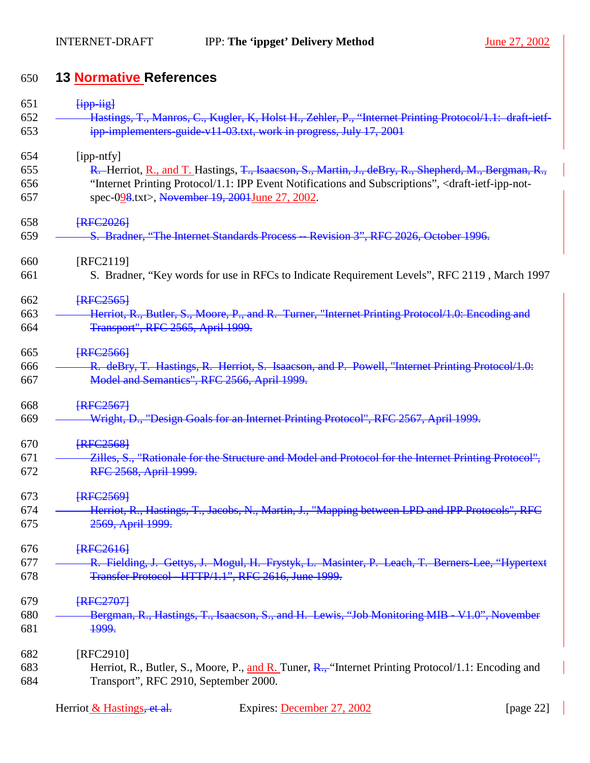# 13 Normative References

~~[ipp-iig]~~

~~Hastings, T., Manros, C., Kugler, K, Holst H., Zehler, P., "Internet Printing Protocol/1.1: draft-ietf-ipp-implementers-guide-v11-03.txt, work in progress, July 17, 2001~~

[ipp-ntfy]

~~R.~~ Herriot, R., and T. Hastings, ~~T., Isaacson, S., Martin, J., deBry, R., Shepherd, M., Bergman, R.,~~ "Internet Printing Protocol/1.1: IPP Event Notifications and Subscriptions", <draft-ietf-ipp-not-spec-09~~8~~.txt>, ~~November 19, 2001~~June 27, 2002.

~~[RFC2026]~~

~~S. Bradner, "The Internet Standards Process -- Revision 3", RFC 2026, October 1996.~~

[RFC2119]

S. Bradner, "Key words for use in RFCs to Indicate Requirement Levels", RFC 2119 , March 1997

~~[RFC2565]~~

~~Herriot, R., Butler, S., Moore, P., and R. Turner, "Internet Printing Protocol/1.0: Encoding and Transport", RFC 2565, April 1999.~~

~~[RFC2566]~~

~~R. deBry, T. Hastings, R. Herriot, S. Isaacson, and P. Powell, "Internet Printing Protocol/1.0: Model and Semantics", RFC 2566, April 1999.~~

~~[RFC2567]~~

~~Wright, D., "Design Goals for an Internet Printing Protocol", RFC 2567, April 1999.~~

~~[RFC2568]~~

~~Zilles, S., "Rationale for the Structure and Model and Protocol for the Internet Printing Protocol", RFC 2568, April 1999.~~

~~[RFC2569]~~

~~Herriot, R., Hastings, T., Jacobs, N., Martin, J., "Mapping between LPD and IPP Protocols", RFC 2569, April 1999.~~

~~[RFC2616]~~

~~R. Fielding, J. Gettys, J. Mogul, H. Frystyk, L. Masinter, P. Leach, T. Berners-Lee, "Hypertext Transfer Protocol - HTTP/1.1", RFC 2616, June 1999.~~

~~[RFC2707]~~

~~Bergman, R., Hastings, T., Isaacson, S., and H. Lewis, "Job Monitoring MIB - V1.0", November 1999.~~

[RFC2910]

Herriot, R., Butler, S., Moore, P., and R. Tuner, ~~R.,~~ "Internet Printing Protocol/1.1: Encoding and Transport", RFC 2910, September 2000.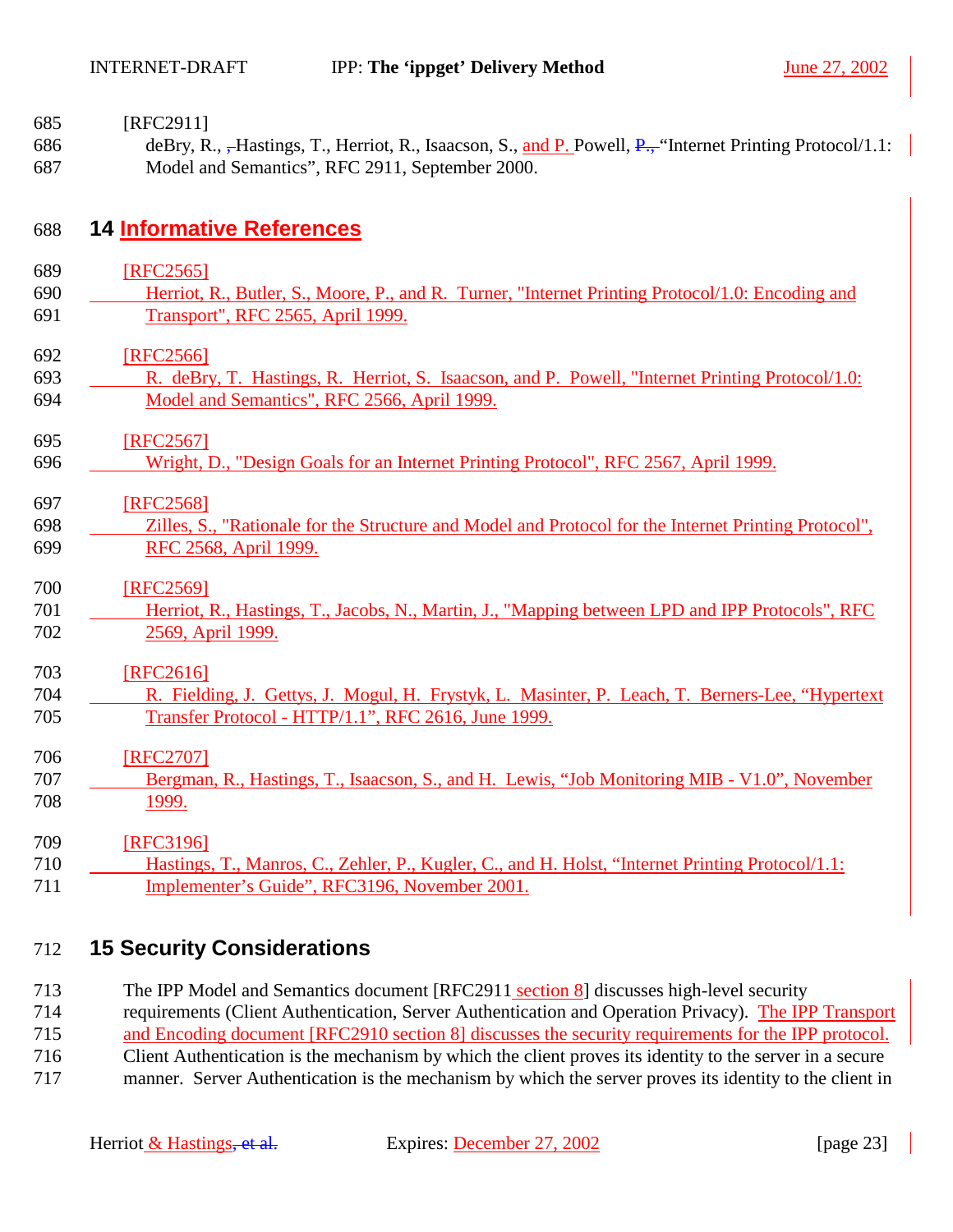[RFC2911]

deBry, R., Hastings, T., Herriot, R., Isaacson, S., and P. Powell, "Internet Printing Protocol/1.1: Model and Semantics", RFC 2911, September 2000.

## 14 Informative References

[RFC2565]

Herriot, R., Butler, S., Moore, P., and R. Turner, "Internet Printing Protocol/1.0: Encoding and Transport", RFC 2565, April 1999.

[RFC2566]

R. deBry, T. Hastings, R. Herriot, S. Isaacson, and P. Powell, "Internet Printing Protocol/1.0: Model and Semantics", RFC 2566, April 1999.

[RFC2567]

Wright, D., "Design Goals for an Internet Printing Protocol", RFC 2567, April 1999.

[RFC2568]

Zilles, S., "Rationale for the Structure and Model and Protocol for the Internet Printing Protocol", RFC 2568, April 1999.

[RFC2569]

Herriot, R., Hastings, T., Jacobs, N., Martin, J., "Mapping between LPD and IPP Protocols", RFC 2569, April 1999.

[RFC2616]

R. Fielding, J. Gettys, J. Mogul, H. Frystyk, L. Masinter, P. Leach, T. Berners-Lee, "Hypertext Transfer Protocol - HTTP/1.1", RFC 2616, June 1999.

[RFC2707]

Bergman, R., Hastings, T., Isaacson, S., and H. Lewis, "Job Monitoring MIB - V1.0", November 1999.

[RFC3196]

Hastings, T., Manros, C., Zehler, P., Kugler, C., and H. Holst, "Internet Printing Protocol/1.1: Implementer's Guide", RFC3196, November 2001.

## 15 Security Considerations

The IPP Model and Semantics document [RFC2911 section 8] discusses high-level security requirements (Client Authentication, Server Authentication and Operation Privacy). The IPP Transport and Encoding document [RFC2910 section 8] discusses the security requirements for the IPP protocol. Client Authentication is the mechanism by which the client proves its identity to the server in a secure manner. Server Authentication is the mechanism by which the server proves its identity to the client in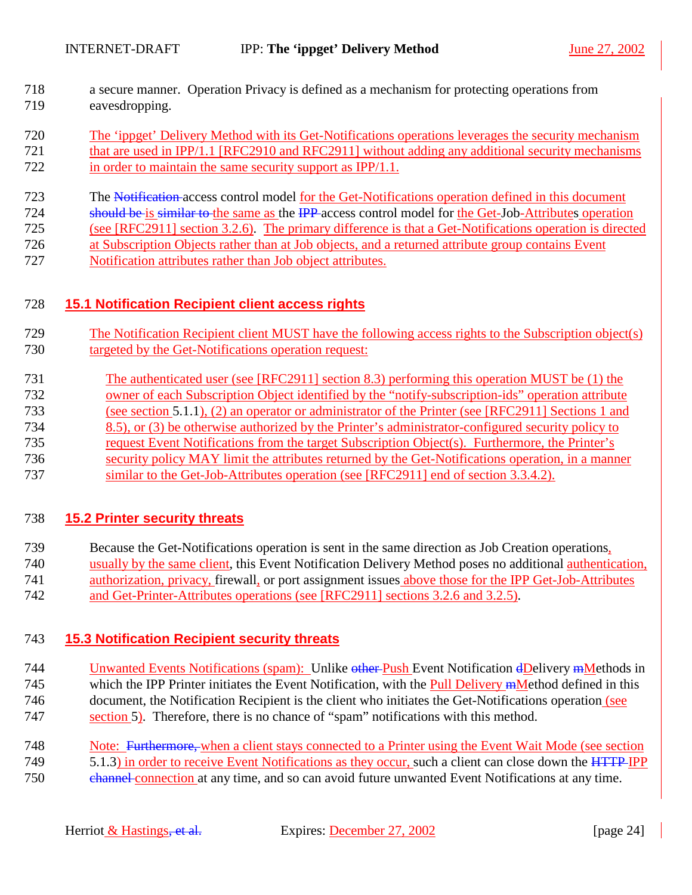a secure manner. Operation Privacy is defined as a mechanism for protecting operations from eavesdropping.

The 'ippget' Delivery Method with its Get-Notifications operations leverages the security mechanism that are used in IPP/1.1 [RFC2910 and RFC2911] without adding any additional security mechanisms in order to maintain the same security support as IPP/1.1.

The Notification access control model for the Get-Notifications operation defined in this document should be is similar to the same as the IPP access control model for the Get-Job-Attributes operation (see [RFC2911] section 3.2.6). The primary difference is that a Get-Notifications operation is directed at Subscription Objects rather than at Job objects, and a returned attribute group contains Event Notification attributes rather than Job object attributes.

## 15.1 Notification Recipient client access rights

The Notification Recipient client MUST have the following access rights to the Subscription object(s) targeted by the Get-Notifications operation request:

> The authenticated user (see [RFC2911] section 8.3) performing this operation MUST be (1) the owner of each Subscription Object identified by the "notify-subscription-ids" operation attribute (see section 5.1.1), (2) an operator or administrator of the Printer (see [RFC2911] Sections 1 and 8.5), or (3) be otherwise authorized by the Printer's administrator-configured security policy to request Event Notifications from the target Subscription Object(s). Furthermore, the Printer's security policy MAY limit the attributes returned by the Get-Notifications operation, in a manner similar to the Get-Job-Attributes operation (see [RFC2911] end of section 3.3.4.2).

## 15.2 Printer security threats

Because the Get-Notifications operation is sent in the same direction as Job Creation operations, usually by the same client, this Event Notification Delivery Method poses no additional authentication, authorization, privacy, firewall, or port assignment issues above those for the IPP Get-Job-Attributes and Get-Printer-Attributes operations (see [RFC2911] sections 3.2.6 and 3.2.5).

## 15.3 Notification Recipient security threats

Unwanted Events Notifications (spam): Unlike other Push Event Notification dDelivery mMethods in which the IPP Printer initiates the Event Notification, with the Pull Delivery mMethod defined in this document, the Notification Recipient is the client who initiates the Get-Notifications operation (see section 5). Therefore, there is no chance of "spam" notifications with this method.

Note: Furthermore, when a client stays connected to a Printer using the Event Wait Mode (see section 5.1.3) in order to receive Event Notifications as they occur, such a client can close down the HTTP IPP channel connection at any time, and so can avoid future unwanted Event Notifications at any time.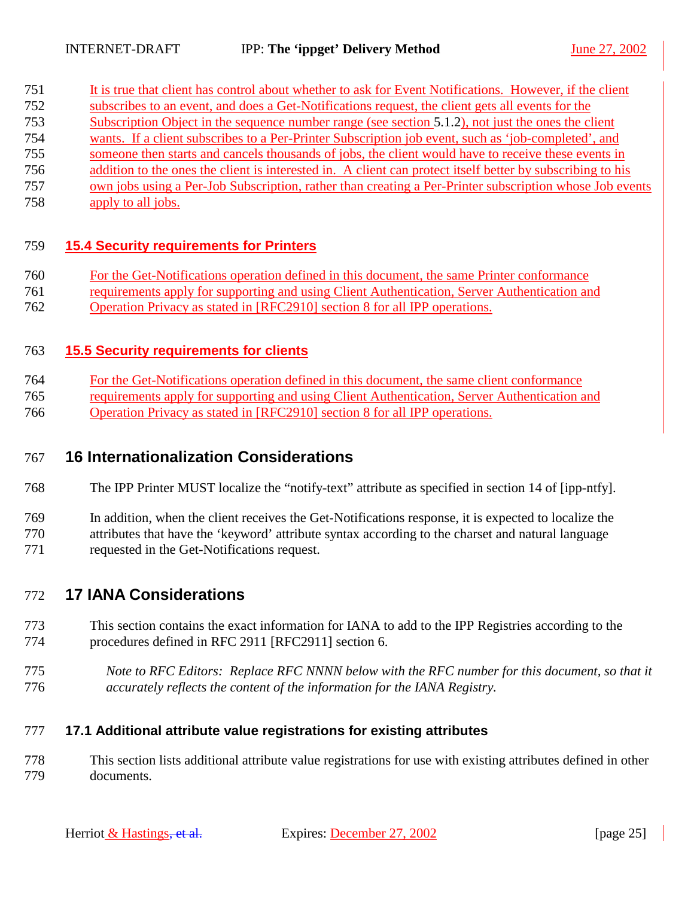It is true that client has control about whether to ask for Event Notifications. However, if the client subscribes to an event, and does a Get-Notifications request, the client gets all events for the Subscription Object in the sequence number range (see section 5.1.2), not just the ones the client wants. If a client subscribes to a Per-Printer Subscription job event, such as 'job-completed', and someone then starts and cancels thousands of jobs, the client would have to receive these events in addition to the ones the client is interested in. A client can protect itself better by subscribing to his own jobs using a Per-Job Subscription, rather than creating a Per-Printer subscription whose Job events apply to all jobs.

### 15.4 Security requirements for Printers

For the Get-Notifications operation defined in this document, the same Printer conformance requirements apply for supporting and using Client Authentication, Server Authentication and Operation Privacy as stated in [RFC2910] section 8 for all IPP operations.

### 15.5 Security requirements for clients

For the Get-Notifications operation defined in this document, the same client conformance requirements apply for supporting and using Client Authentication, Server Authentication and Operation Privacy as stated in [RFC2910] section 8 for all IPP operations.

## 16 Internationalization Considerations

The IPP Printer MUST localize the "notify-text" attribute as specified in section 14 of [ipp-ntfy].

In addition, when the client receives the Get-Notifications response, it is expected to localize the attributes that have the 'keyword' attribute syntax according to the charset and natural language requested in the Get-Notifications request.

## 17 IANA Considerations

This section contains the exact information for IANA to add to the IPP Registries according to the procedures defined in RFC 2911 [RFC2911] section 6.

*Note to RFC Editors: Replace RFC NNNN below with the RFC number for this document, so that it accurately reflects the content of the information for the IANA Registry.*

### 17.1 Additional attribute value registrations for existing attributes

This section lists additional attribute value registrations for use with existing attributes defined in other documents.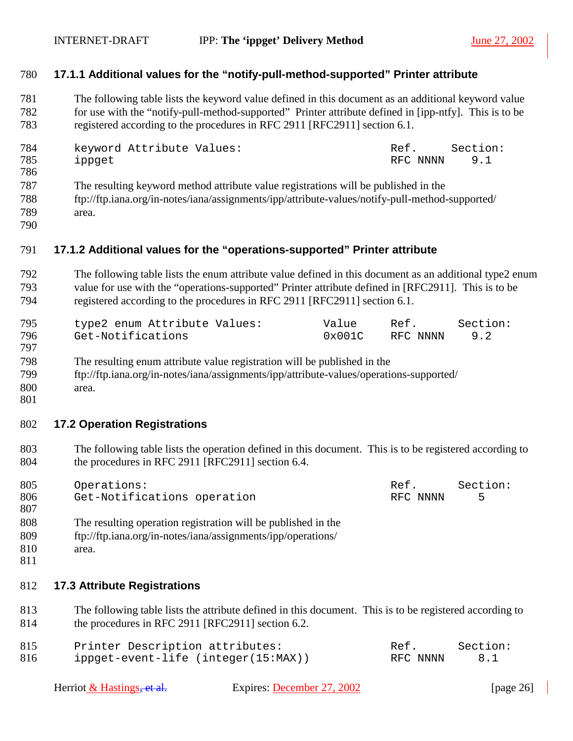### 17.1.1 Additional values for the "notify-pull-method-supported" Printer attribute

The following table lists the keyword value defined in this document as an additional keyword value for use with the "notify-pull-method-supported" Printer attribute defined in [ipp-ntfy]. This is to be registered according to the procedures in RFC 2911 [RFC2911] section 6.1.

```
keyword Attribute Values:                        Ref.      Section:
ippget                                           RFC NNNN    9.1
```

The resulting keyword method attribute value registrations will be published in the ftp://ftp.iana.org/in-notes/iana/assignments/ipp/attribute-values/notify-pull-method-supported/ area.

### 17.1.2 Additional values for the "operations-supported" Printer attribute

The following table lists the enum attribute value defined in this document as an additional type2 enum value for use with the "operations-supported" Printer attribute defined in [RFC2911]. This is to be registered according to the procedures in RFC 2911 [RFC2911] section 6.1.

```
type2 enum Attribute Values:          Value     Ref.       Section:
Get-Notifications                     0x001C    RFC NNNN     9.2
```

The resulting enum attribute value registration will be published in the ftp://ftp.iana.org/in-notes/iana/assignments/ipp/attribute-values/operations-supported/ area.

## 17.2 Operation Registrations

The following table lists the operation defined in this document. This is to be registered according to the procedures in RFC 2911 [RFC2911] section 6.4.

```
Operations:                                      Ref.       Section:
Get-Notifications operation                      RFC NNNN      5
```

The resulting operation registration will be published in the ftp://ftp.iana.org/in-notes/iana/assignments/ipp/operations/ area.

## 17.3 Attribute Registrations

The following table lists the attribute defined in this document. This is to be registered according to the procedures in RFC 2911 [RFC2911] section 6.2.

```
Printer Description attributes:                  Ref.       Section:
ippget-event-life (integer(15:MAX))              RFC NNNN      8.1
```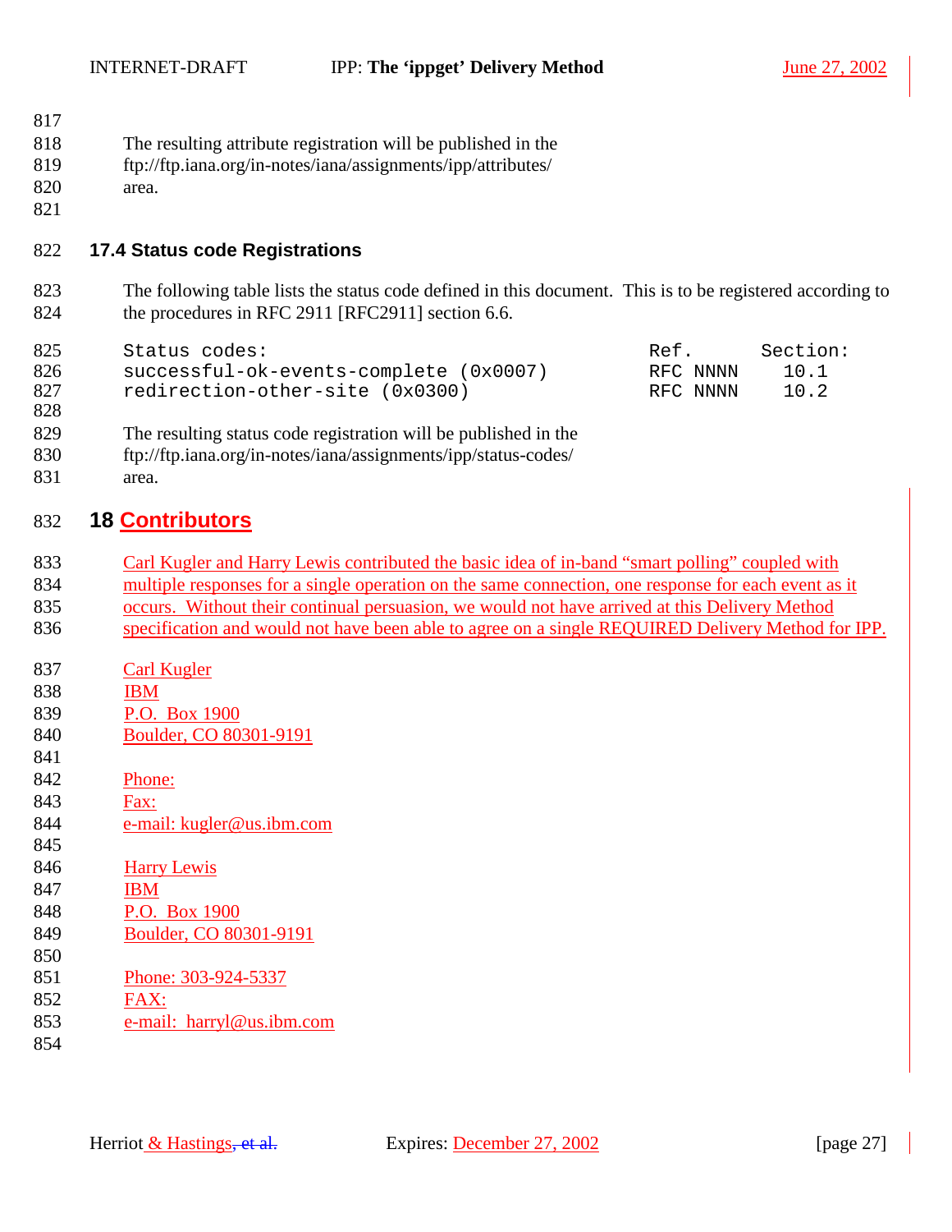The resulting attribute registration will be published in the
ftp://ftp.iana.org/in-notes/iana/assignments/ipp/attributes/
area.

### 17.4 Status code Registrations

The following table lists the status code defined in this document. This is to be registered according to the procedures in RFC 2911 [RFC2911] section 6.6.

```
Status codes:                                    Ref.       Section:
successful-ok-events-complete (0x0007)           RFC NNNN    10.1
redirection-other-site (0x0300)                  RFC NNNN    10.2
```

The resulting status code registration will be published in the
ftp://ftp.iana.org/in-notes/iana/assignments/ipp/status-codes/
area.

## 18 Contributors

Carl Kugler and Harry Lewis contributed the basic idea of in-band "smart polling" coupled with multiple responses for a single operation on the same connection, one response for each event as it occurs. Without their continual persuasion, we would not have arrived at this Delivery Method specification and would not have been able to agree on a single REQUIRED Delivery Method for IPP.

Carl Kugler
IBM
P.O. Box 1900
Boulder, CO 80301-9191

Phone:
Fax:
e-mail: kugler@us.ibm.com

Harry Lewis
IBM
P.O. Box 1900
Boulder, CO 80301-9191

Phone: 303-924-5337
FAX:
e-mail: harryl@us.ibm.com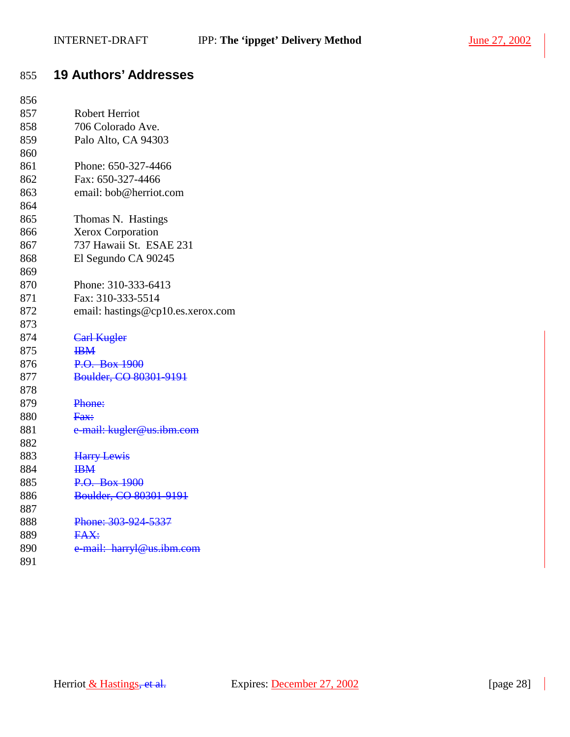## 19 Authors' Addresses

Robert Herriot
706 Colorado Ave.
Palo Alto, CA 94303

Phone: 650-327-4466
Fax: 650-327-4466
email: bob@herriot.com

Thomas N. Hastings
Xerox Corporation
737 Hawaii St. ESAE 231
El Segundo CA 90245

Phone: 310-333-6413
Fax: 310-333-5514
email: hastings@cp10.es.xerox.com

~~Carl Kugler~~
~~IBM~~
~~P.O. Box 1900~~
~~Boulder, CO 80301-9191~~

~~Phone:~~
~~Fax:~~
~~e-mail: kugler@us.ibm.com~~

~~Harry Lewis~~
~~IBM~~
~~P.O. Box 1900~~
~~Boulder, CO 80301-9191~~

~~Phone: 303-924-5337~~
~~FAX:~~
~~e-mail: harryl@us.ibm.com~~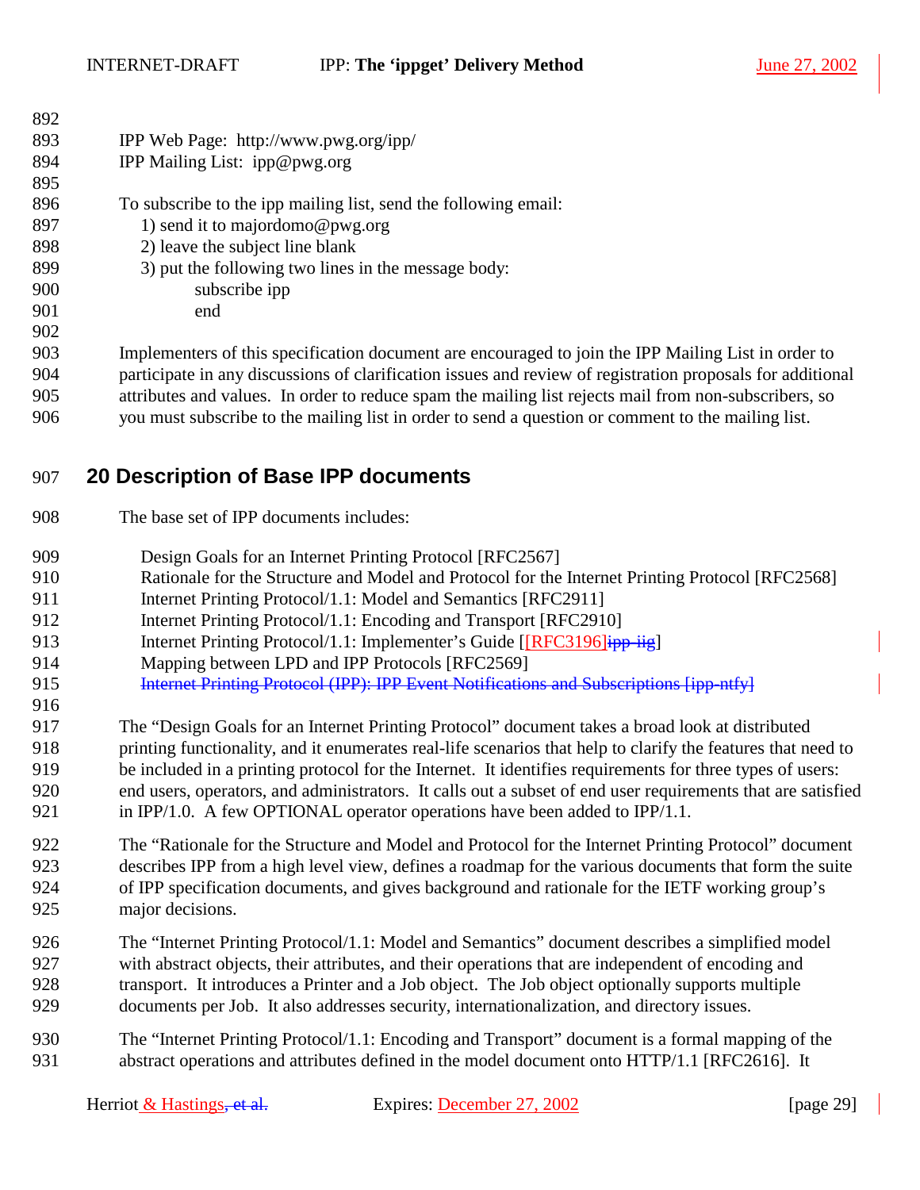IPP Web Page: http://www.pwg.org/ipp/
IPP Mailing List: ipp@pwg.org

To subscribe to the ipp mailing list, send the following email:

1) send it to majordomo@pwg.org
2) leave the subject line blank
3) put the following two lines in the message body:

```
subscribe ipp
end
```

Implementers of this specification document are encouraged to join the IPP Mailing List in order to participate in any discussions of clarification issues and review of registration proposals for additional attributes and values. In order to reduce spam the mailing list rejects mail from non-subscribers, so you must subscribe to the mailing list in order to send a question or comment to the mailing list.

# 20 Description of Base IPP documents

The base set of IPP documents includes:

Design Goals for an Internet Printing Protocol [RFC2567]
Rationale for the Structure and Model and Protocol for the Internet Printing Protocol [RFC2568]
Internet Printing Protocol/1.1: Model and Semantics [RFC2911]
Internet Printing Protocol/1.1: Encoding and Transport [RFC2910]
Internet Printing Protocol/1.1: Implementer's Guide [[RFC3196]~~ipp-iig~~]
Mapping between LPD and IPP Protocols [RFC2569]
~~Internet Printing Protocol (IPP): IPP Event Notifications and Subscriptions [ipp-ntfy]~~

The "Design Goals for an Internet Printing Protocol" document takes a broad look at distributed printing functionality, and it enumerates real-life scenarios that help to clarify the features that need to be included in a printing protocol for the Internet. It identifies requirements for three types of users: end users, operators, and administrators. It calls out a subset of end user requirements that are satisfied in IPP/1.0. A few OPTIONAL operator operations have been added to IPP/1.1.

The "Rationale for the Structure and Model and Protocol for the Internet Printing Protocol" document describes IPP from a high level view, defines a roadmap for the various documents that form the suite of IPP specification documents, and gives background and rationale for the IETF working group's major decisions.

The "Internet Printing Protocol/1.1: Model and Semantics" document describes a simplified model with abstract objects, their attributes, and their operations that are independent of encoding and transport. It introduces a Printer and a Job object. The Job object optionally supports multiple documents per Job. It also addresses security, internationalization, and directory issues.

The "Internet Printing Protocol/1.1: Encoding and Transport" document is a formal mapping of the abstract operations and attributes defined in the model document onto HTTP/1.1 [RFC2616]. It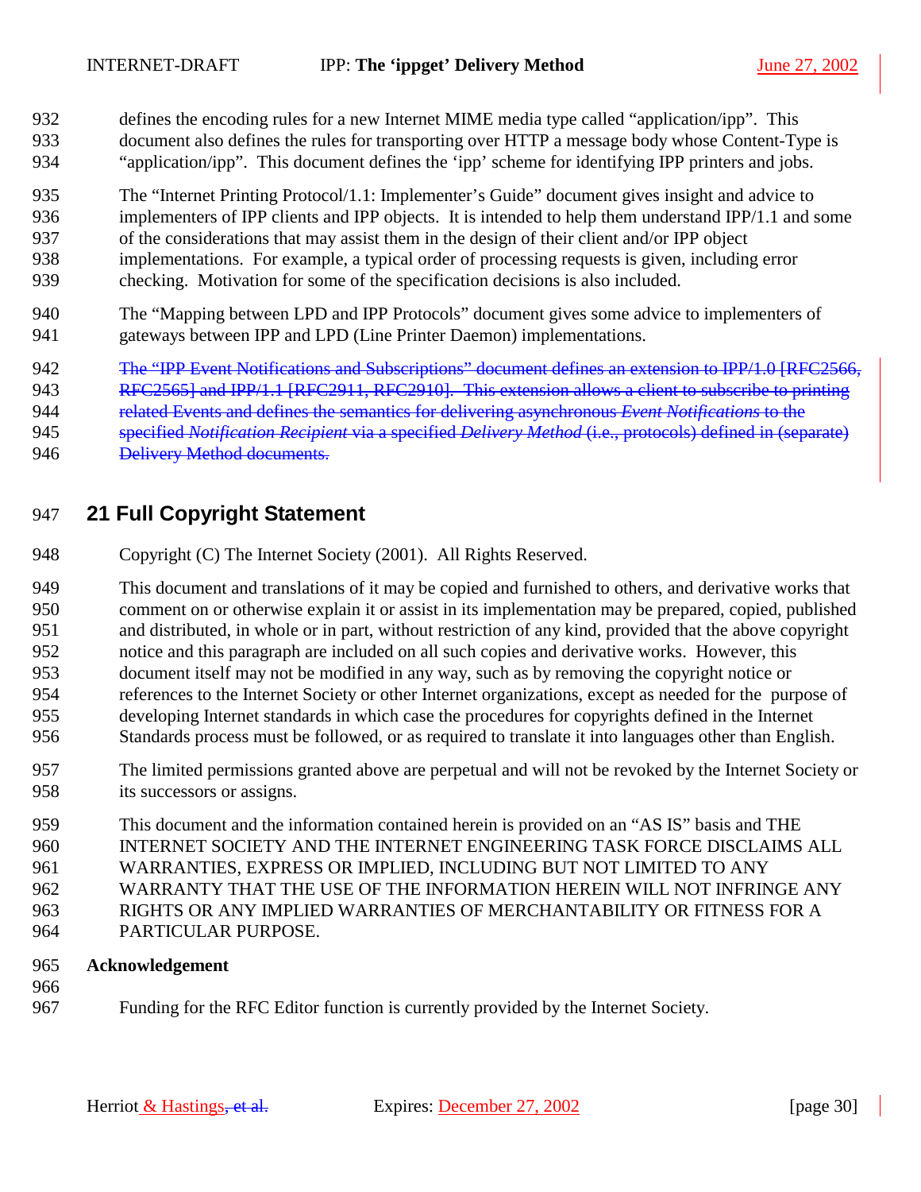defines the encoding rules for a new Internet MIME media type called "application/ipp". This document also defines the rules for transporting over HTTP a message body whose Content-Type is "application/ipp". This document defines the 'ipp' scheme for identifying IPP printers and jobs.

The "Internet Printing Protocol/1.1: Implementer's Guide" document gives insight and advice to implementers of IPP clients and IPP objects. It is intended to help them understand IPP/1.1 and some of the considerations that may assist them in the design of their client and/or IPP object implementations. For example, a typical order of processing requests is given, including error checking. Motivation for some of the specification decisions is also included.

The "Mapping between LPD and IPP Protocols" document gives some advice to implementers of gateways between IPP and LPD (Line Printer Daemon) implementations.

~~The "IPP Event Notifications and Subscriptions" document defines an extension to IPP/1.0 [RFC2566, RFC2565] and IPP/1.1 [RFC2911, RFC2910]. This extension allows a client to subscribe to printing related Events and defines the semantics for delivering asynchronous *Event Notifications* to the specified *Notification Recipient* via a specified *Delivery Method* (i.e., protocols) defined in (separate) Delivery Method documents.~~

# 21 Full Copyright Statement

Copyright (C) The Internet Society (2001). All Rights Reserved.

This document and translations of it may be copied and furnished to others, and derivative works that comment on or otherwise explain it or assist in its implementation may be prepared, copied, published and distributed, in whole or in part, without restriction of any kind, provided that the above copyright notice and this paragraph are included on all such copies and derivative works. However, this document itself may not be modified in any way, such as by removing the copyright notice or references to the Internet Society or other Internet organizations, except as needed for the purpose of developing Internet standards in which case the procedures for copyrights defined in the Internet Standards process must be followed, or as required to translate it into languages other than English.

The limited permissions granted above are perpetual and will not be revoked by the Internet Society or its successors or assigns.

This document and the information contained herein is provided on an "AS IS" basis and THE INTERNET SOCIETY AND THE INTERNET ENGINEERING TASK FORCE DISCLAIMS ALL WARRANTIES, EXPRESS OR IMPLIED, INCLUDING BUT NOT LIMITED TO ANY WARRANTY THAT THE USE OF THE INFORMATION HEREIN WILL NOT INFRINGE ANY RIGHTS OR ANY IMPLIED WARRANTIES OF MERCHANTABILITY OR FITNESS FOR A PARTICULAR PURPOSE.

**Acknowledgement**

Funding for the RFC Editor function is currently provided by the Internet Society.